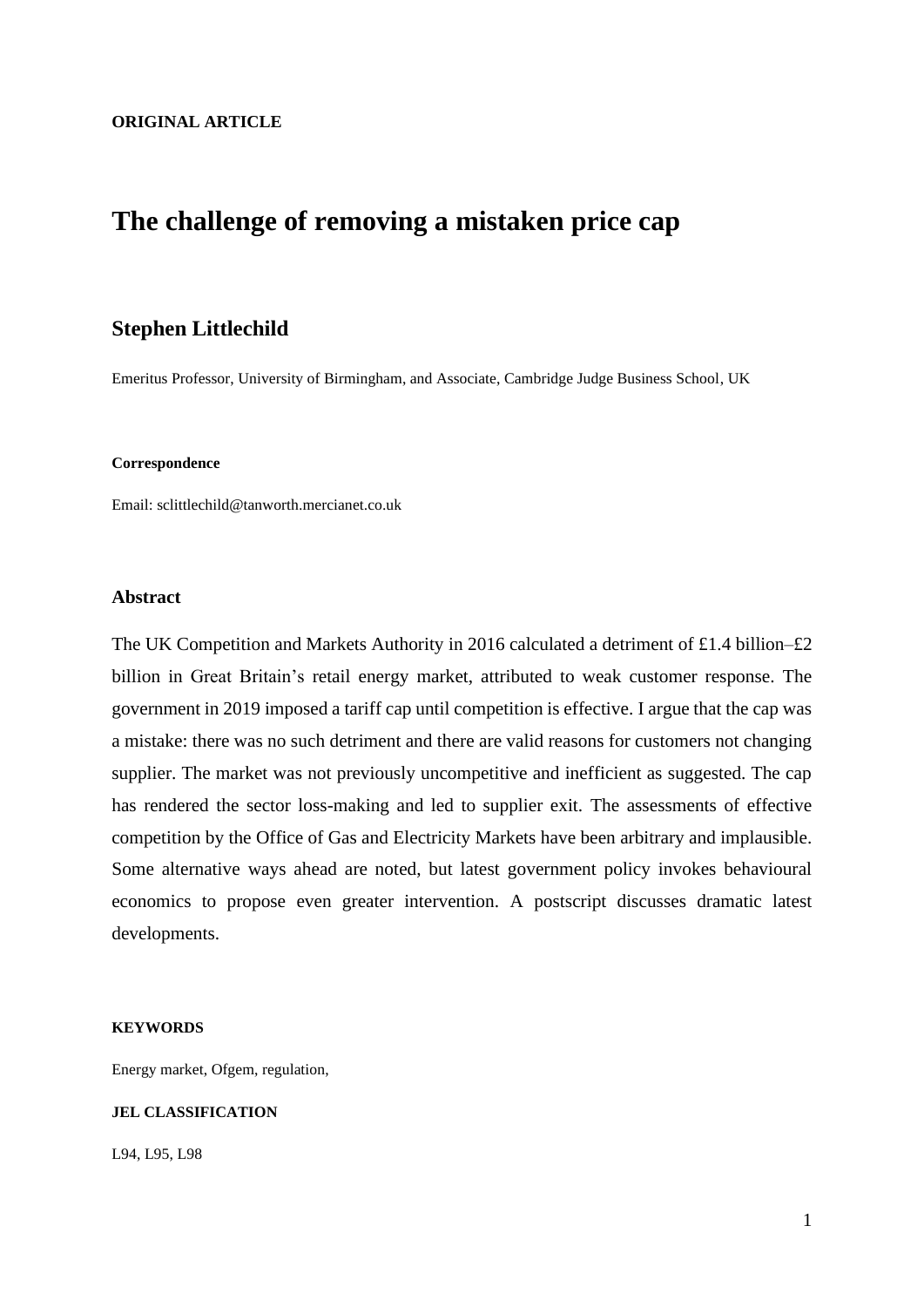**ORIGINAL ARTICLE**

# The challenge of removing a mistaken price cap

## Stephen Littlechild

Emeritus Professor, University of Birmingham, and Associate, Cambridge Judge Business School, UK

**Correspondence**

Email: sclittlechild@tanworth.mercianet.co.uk

### Abstract

The UK Competition and Markets Authority in 2016 calculated a detriment of £1.4 billion–£2 billion in Great Britain's retail energy market, attributed to weak customer response. The government in 2019 imposed a tariff cap until competition is effective. I argue that the cap was a mistake: there was no such detriment and there are valid reasons for customers not changing supplier. The market was not previously uncompetitive and inefficient as suggested. The cap has rendered the sector loss-making and led to supplier exit. The assessments of effective competition by the Office of Gas and Electricity Markets have been arbitrary and implausible. Some alternative ways ahead are noted, but latest government policy invokes behavioural economics to propose even greater intervention. A postscript discusses dramatic latest developments.

**KEYWORDS**

Energy market, Ofgem, regulation,

**JEL CLASSIFICATION**

L94, L95, L98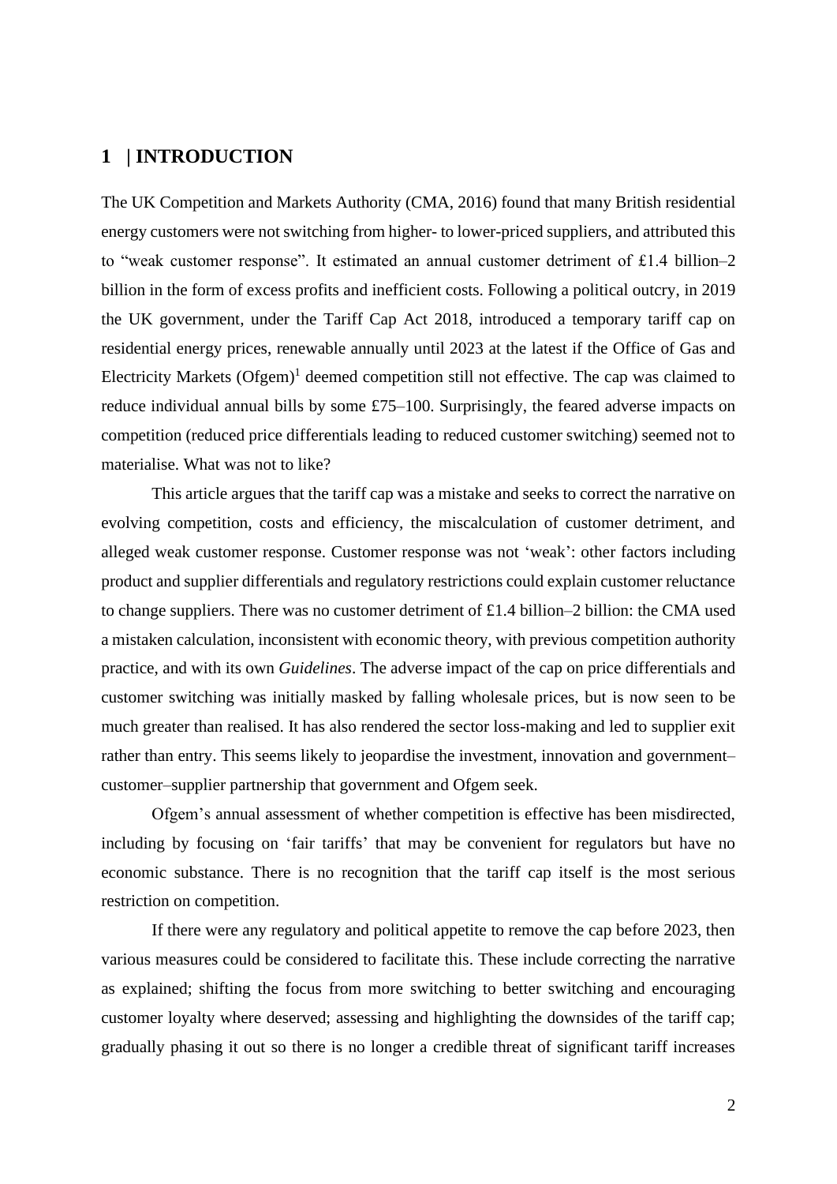## 1 | INTRODUCTION

The UK Competition and Markets Authority (CMA, 2016) found that many British residential energy customers were not switching from higher- to lower-priced suppliers, and attributed this to "weak customer response". It estimated an annual customer detriment of £1.4 billion–2 billion in the form of excess profits and inefficient costs. Following a political outcry, in 2019 the UK government, under the Tariff Cap Act 2018, introduced a temporary tariff cap on residential energy prices, renewable annually until 2023 at the latest if the Office of Gas and Electricity Markets (Ofgem)[1] deemed competition still not effective. The cap was claimed to reduce individual annual bills by some £75–100. Surprisingly, the feared adverse impacts on competition (reduced price differentials leading to reduced customer switching) seemed not to materialise. What was not to like?

This article argues that the tariff cap was a mistake and seeks to correct the narrative on evolving competition, costs and efficiency, the miscalculation of customer detriment, and alleged weak customer response. Customer response was not 'weak': other factors including product and supplier differentials and regulatory restrictions could explain customer reluctance to change suppliers. There was no customer detriment of £1.4 billion–2 billion: the CMA used a mistaken calculation, inconsistent with economic theory, with previous competition authority practice, and with its own *Guidelines*. The adverse impact of the cap on price differentials and customer switching was initially masked by falling wholesale prices, but is now seen to be much greater than realised. It has also rendered the sector loss-making and led to supplier exit rather than entry. This seems likely to jeopardise the investment, innovation and government–customer–supplier partnership that government and Ofgem seek.

Ofgem's annual assessment of whether competition is effective has been misdirected, including by focusing on 'fair tariffs' that may be convenient for regulators but have no economic substance. There is no recognition that the tariff cap itself is the most serious restriction on competition.

If there were any regulatory and political appetite to remove the cap before 2023, then various measures could be considered to facilitate this. These include correcting the narrative as explained; shifting the focus from more switching to better switching and encouraging customer loyalty where deserved; assessing and highlighting the downsides of the tariff cap; gradually phasing it out so there is no longer a credible threat of significant tariff increases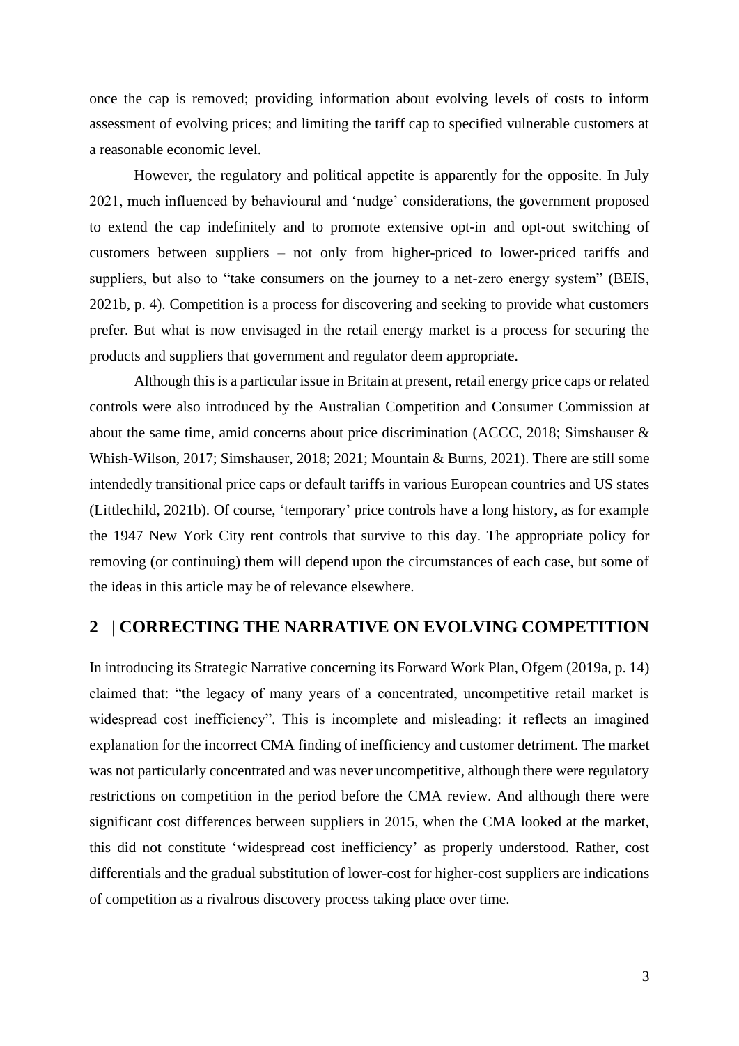once the cap is removed; providing information about evolving levels of costs to inform assessment of evolving prices; and limiting the tariff cap to specified vulnerable customers at a reasonable economic level.

However, the regulatory and political appetite is apparently for the opposite. In July 2021, much influenced by behavioural and 'nudge' considerations, the government proposed to extend the cap indefinitely and to promote extensive opt-in and opt-out switching of customers between suppliers – not only from higher-priced to lower-priced tariffs and suppliers, but also to "take consumers on the journey to a net-zero energy system" (BEIS, 2021b, p. 4). Competition is a process for discovering and seeking to provide what customers prefer. But what is now envisaged in the retail energy market is a process for securing the products and suppliers that government and regulator deem appropriate.

Although this is a particular issue in Britain at present, retail energy price caps or related controls were also introduced by the Australian Competition and Consumer Commission at about the same time, amid concerns about price discrimination (ACCC, 2018; Simshauser & Whish-Wilson, 2017; Simshauser, 2018; 2021; Mountain & Burns, 2021). There are still some intendedly transitional price caps or default tariffs in various European countries and US states (Littlechild, 2021b). Of course, 'temporary' price controls have a long history, as for example the 1947 New York City rent controls that survive to this day. The appropriate policy for removing (or continuing) them will depend upon the circumstances of each case, but some of the ideas in this article may be of relevance elsewhere.

## 2 | CORRECTING THE NARRATIVE ON EVOLVING COMPETITION

In introducing its Strategic Narrative concerning its Forward Work Plan, Ofgem (2019a, p. 14) claimed that: "the legacy of many years of a concentrated, uncompetitive retail market is widespread cost inefficiency". This is incomplete and misleading: it reflects an imagined explanation for the incorrect CMA finding of inefficiency and customer detriment. The market was not particularly concentrated and was never uncompetitive, although there were regulatory restrictions on competition in the period before the CMA review. And although there were significant cost differences between suppliers in 2015, when the CMA looked at the market, this did not constitute 'widespread cost inefficiency' as properly understood. Rather, cost differentials and the gradual substitution of lower-cost for higher-cost suppliers are indications of competition as a rivalrous discovery process taking place over time.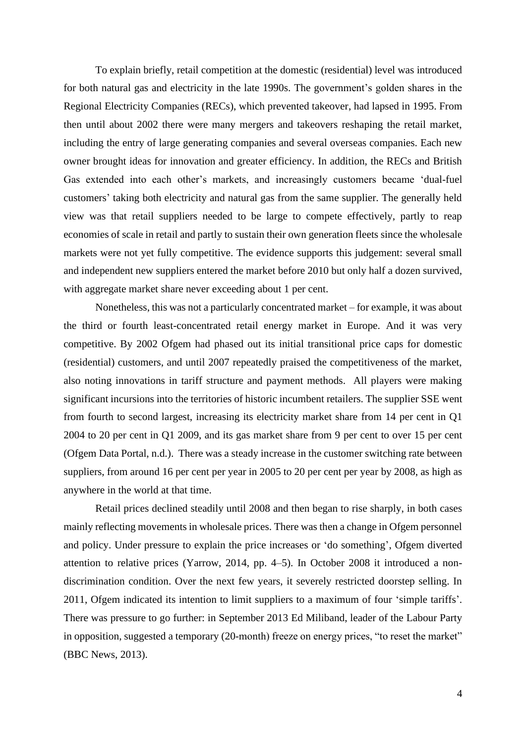To explain briefly, retail competition at the domestic (residential) level was introduced for both natural gas and electricity in the late 1990s. The government's golden shares in the Regional Electricity Companies (RECs), which prevented takeover, had lapsed in 1995. From then until about 2002 there were many mergers and takeovers reshaping the retail market, including the entry of large generating companies and several overseas companies. Each new owner brought ideas for innovation and greater efficiency. In addition, the RECs and British Gas extended into each other's markets, and increasingly customers became 'dual-fuel customers' taking both electricity and natural gas from the same supplier. The generally held view was that retail suppliers needed to be large to compete effectively, partly to reap economies of scale in retail and partly to sustain their own generation fleets since the wholesale markets were not yet fully competitive. The evidence supports this judgement: several small and independent new suppliers entered the market before 2010 but only half a dozen survived, with aggregate market share never exceeding about 1 per cent.

Nonetheless, this was not a particularly concentrated market – for example, it was about the third or fourth least-concentrated retail energy market in Europe. And it was very competitive. By 2002 Ofgem had phased out its initial transitional price caps for domestic (residential) customers, and until 2007 repeatedly praised the competitiveness of the market, also noting innovations in tariff structure and payment methods. All players were making significant incursions into the territories of historic incumbent retailers. The supplier SSE went from fourth to second largest, increasing its electricity market share from 14 per cent in Q1 2004 to 20 per cent in Q1 2009, and its gas market share from 9 per cent to over 15 per cent (Ofgem Data Portal, n.d.). There was a steady increase in the customer switching rate between suppliers, from around 16 per cent per year in 2005 to 20 per cent per year by 2008, as high as anywhere in the world at that time.

Retail prices declined steadily until 2008 and then began to rise sharply, in both cases mainly reflecting movements in wholesale prices. There was then a change in Ofgem personnel and policy. Under pressure to explain the price increases or 'do something', Ofgem diverted attention to relative prices (Yarrow, 2014, pp. 4–5). In October 2008 it introduced a non-discrimination condition. Over the next few years, it severely restricted doorstep selling. In 2011, Ofgem indicated its intention to limit suppliers to a maximum of four 'simple tariffs'. There was pressure to go further: in September 2013 Ed Miliband, leader of the Labour Party in opposition, suggested a temporary (20-month) freeze on energy prices, "to reset the market" (BBC News, 2013).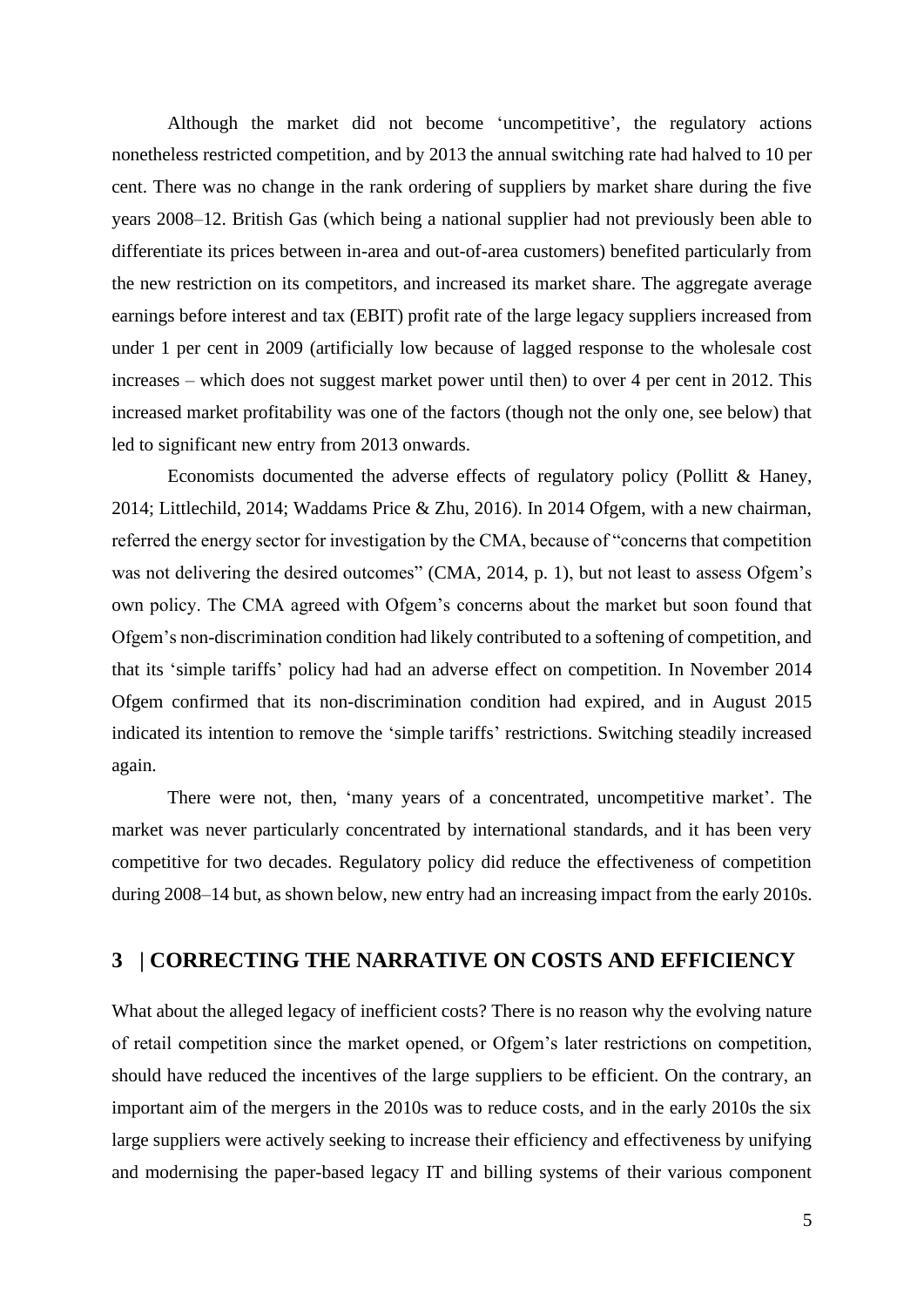Although the market did not become 'uncompetitive', the regulatory actions nonetheless restricted competition, and by 2013 the annual switching rate had halved to 10 per cent. There was no change in the rank ordering of suppliers by market share during the five years 2008–12. British Gas (which being a national supplier had not previously been able to differentiate its prices between in-area and out-of-area customers) benefited particularly from the new restriction on its competitors, and increased its market share. The aggregate average earnings before interest and tax (EBIT) profit rate of the large legacy suppliers increased from under 1 per cent in 2009 (artificially low because of lagged response to the wholesale cost increases – which does not suggest market power until then) to over 4 per cent in 2012. This increased market profitability was one of the factors (though not the only one, see below) that led to significant new entry from 2013 onwards.

Economists documented the adverse effects of regulatory policy (Pollitt & Haney, 2014; Littlechild, 2014; Waddams Price & Zhu, 2016). In 2014 Ofgem, with a new chairman, referred the energy sector for investigation by the CMA, because of "concerns that competition was not delivering the desired outcomes" (CMA, 2014, p. 1), but not least to assess Ofgem's own policy. The CMA agreed with Ofgem's concerns about the market but soon found that Ofgem's non-discrimination condition had likely contributed to a softening of competition, and that its 'simple tariffs' policy had had an adverse effect on competition. In November 2014 Ofgem confirmed that its non-discrimination condition had expired, and in August 2015 indicated its intention to remove the 'simple tariffs' restrictions. Switching steadily increased again.

There were not, then, 'many years of a concentrated, uncompetitive market'. The market was never particularly concentrated by international standards, and it has been very competitive for two decades. Regulatory policy did reduce the effectiveness of competition during 2008–14 but, as shown below, new entry had an increasing impact from the early 2010s.

## 3 | CORRECTING THE NARRATIVE ON COSTS AND EFFICIENCY

What about the alleged legacy of inefficient costs? There is no reason why the evolving nature of retail competition since the market opened, or Ofgem's later restrictions on competition, should have reduced the incentives of the large suppliers to be efficient. On the contrary, an important aim of the mergers in the 2010s was to reduce costs, and in the early 2010s the six large suppliers were actively seeking to increase their efficiency and effectiveness by unifying and modernising the paper-based legacy IT and billing systems of their various component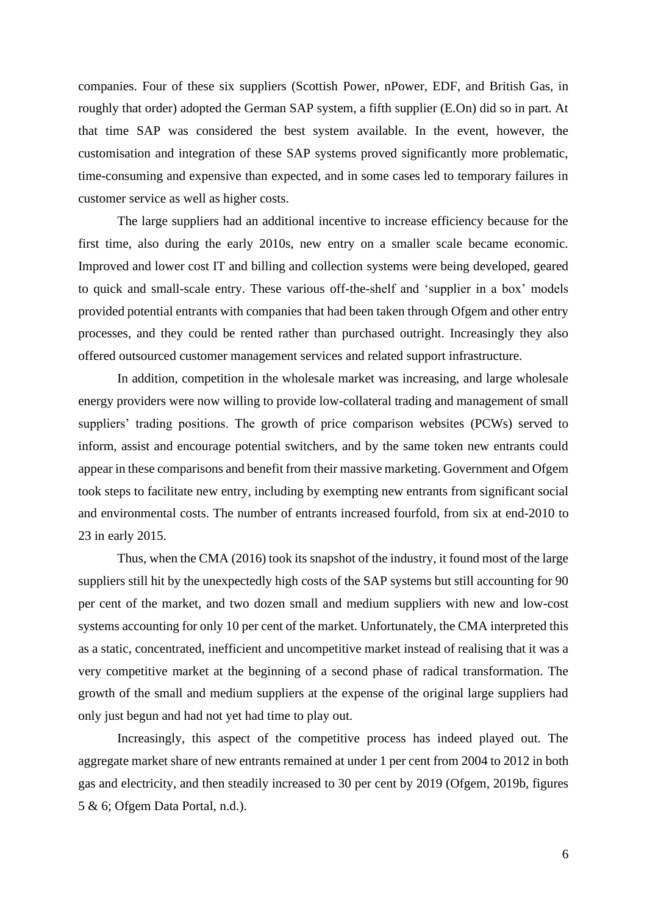companies. Four of these six suppliers (Scottish Power, nPower, EDF, and British Gas, in roughly that order) adopted the German SAP system, a fifth supplier (E.On) did so in part. At that time SAP was considered the best system available. In the event, however, the customisation and integration of these SAP systems proved significantly more problematic, time-consuming and expensive than expected, and in some cases led to temporary failures in customer service as well as higher costs.

The large suppliers had an additional incentive to increase efficiency because for the first time, also during the early 2010s, new entry on a smaller scale became economic. Improved and lower cost IT and billing and collection systems were being developed, geared to quick and small-scale entry. These various off-the-shelf and 'supplier in a box' models provided potential entrants with companies that had been taken through Ofgem and other entry processes, and they could be rented rather than purchased outright. Increasingly they also offered outsourced customer management services and related support infrastructure.

In addition, competition in the wholesale market was increasing, and large wholesale energy providers were now willing to provide low-collateral trading and management of small suppliers' trading positions. The growth of price comparison websites (PCWs) served to inform, assist and encourage potential switchers, and by the same token new entrants could appear in these comparisons and benefit from their massive marketing. Government and Ofgem took steps to facilitate new entry, including by exempting new entrants from significant social and environmental costs. The number of entrants increased fourfold, from six at end-2010 to 23 in early 2015.

Thus, when the CMA (2016) took its snapshot of the industry, it found most of the large suppliers still hit by the unexpectedly high costs of the SAP systems but still accounting for 90 per cent of the market, and two dozen small and medium suppliers with new and low-cost systems accounting for only 10 per cent of the market. Unfortunately, the CMA interpreted this as a static, concentrated, inefficient and uncompetitive market instead of realising that it was a very competitive market at the beginning of a second phase of radical transformation. The growth of the small and medium suppliers at the expense of the original large suppliers had only just begun and had not yet had time to play out.

Increasingly, this aspect of the competitive process has indeed played out. The aggregate market share of new entrants remained at under 1 per cent from 2004 to 2012 in both gas and electricity, and then steadily increased to 30 per cent by 2019 (Ofgem, 2019b, figures 5 & 6; Ofgem Data Portal, n.d.).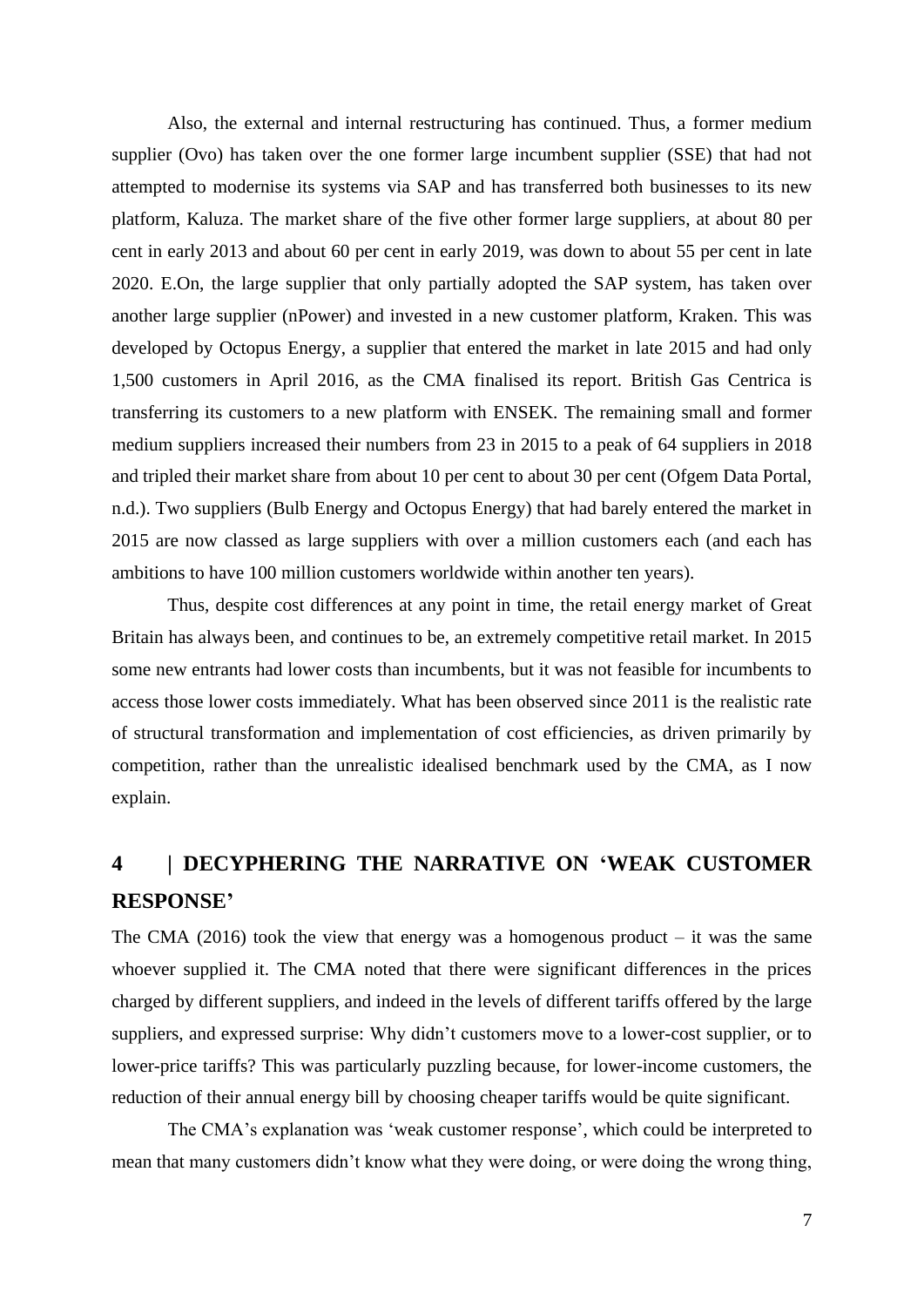Also, the external and internal restructuring has continued. Thus, a former medium supplier (Ovo) has taken over the one former large incumbent supplier (SSE) that had not attempted to modernise its systems via SAP and has transferred both businesses to its new platform, Kaluza. The market share of the five other former large suppliers, at about 80 per cent in early 2013 and about 60 per cent in early 2019, was down to about 55 per cent in late 2020. E.On, the large supplier that only partially adopted the SAP system, has taken over another large supplier (nPower) and invested in a new customer platform, Kraken. This was developed by Octopus Energy, a supplier that entered the market in late 2015 and had only 1,500 customers in April 2016, as the CMA finalised its report. British Gas Centrica is transferring its customers to a new platform with ENSEK. The remaining small and former medium suppliers increased their numbers from 23 in 2015 to a peak of 64 suppliers in 2018 and tripled their market share from about 10 per cent to about 30 per cent (Ofgem Data Portal, n.d.). Two suppliers (Bulb Energy and Octopus Energy) that had barely entered the market in 2015 are now classed as large suppliers with over a million customers each (and each has ambitions to have 100 million customers worldwide within another ten years).

Thus, despite cost differences at any point in time, the retail energy market of Great Britain has always been, and continues to be, an extremely competitive retail market. In 2015 some new entrants had lower costs than incumbents, but it was not feasible for incumbents to access those lower costs immediately. What has been observed since 2011 is the realistic rate of structural transformation and implementation of cost efficiencies, as driven primarily by competition, rather than the unrealistic idealised benchmark used by the CMA, as I now explain.

## 4 | DECYPHERING THE NARRATIVE ON 'WEAK CUSTOMER RESPONSE'

The CMA (2016) took the view that energy was a homogenous product – it was the same whoever supplied it. The CMA noted that there were significant differences in the prices charged by different suppliers, and indeed in the levels of different tariffs offered by the large suppliers, and expressed surprise: Why didn't customers move to a lower-cost supplier, or to lower-price tariffs? This was particularly puzzling because, for lower-income customers, the reduction of their annual energy bill by choosing cheaper tariffs would be quite significant.

The CMA's explanation was 'weak customer response', which could be interpreted to mean that many customers didn't know what they were doing, or were doing the wrong thing,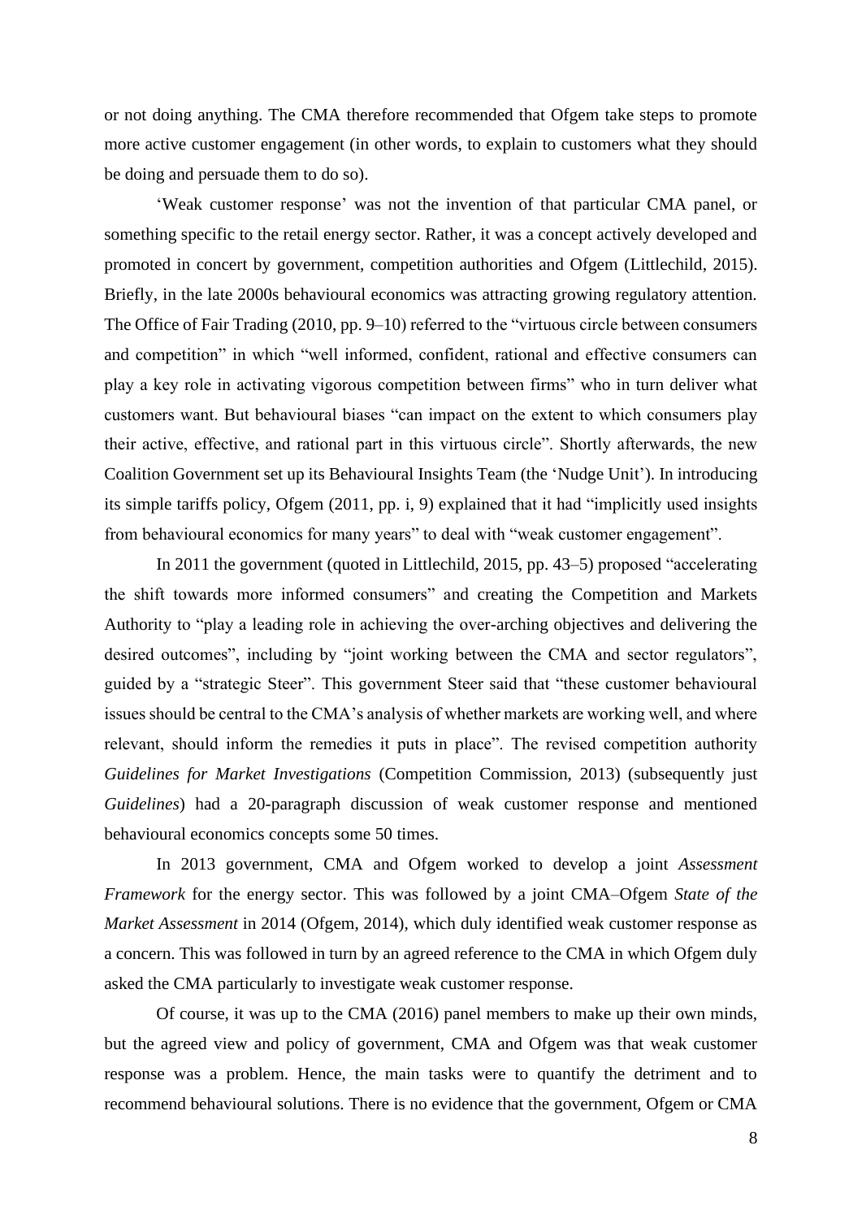or not doing anything. The CMA therefore recommended that Ofgem take steps to promote more active customer engagement (in other words, to explain to customers what they should be doing and persuade them to do so).

'Weak customer response' was not the invention of that particular CMA panel, or something specific to the retail energy sector. Rather, it was a concept actively developed and promoted in concert by government, competition authorities and Ofgem (Littlechild, 2015). Briefly, in the late 2000s behavioural economics was attracting growing regulatory attention. The Office of Fair Trading (2010, pp. 9–10) referred to the "virtuous circle between consumers and competition" in which "well informed, confident, rational and effective consumers can play a key role in activating vigorous competition between firms" who in turn deliver what customers want. But behavioural biases "can impact on the extent to which consumers play their active, effective, and rational part in this virtuous circle". Shortly afterwards, the new Coalition Government set up its Behavioural Insights Team (the 'Nudge Unit'). In introducing its simple tariffs policy, Ofgem (2011, pp. i, 9) explained that it had "implicitly used insights from behavioural economics for many years" to deal with "weak customer engagement".

In 2011 the government (quoted in Littlechild, 2015, pp. 43–5) proposed "accelerating the shift towards more informed consumers" and creating the Competition and Markets Authority to "play a leading role in achieving the over-arching objectives and delivering the desired outcomes", including by "joint working between the CMA and sector regulators", guided by a "strategic Steer". This government Steer said that "these customer behavioural issues should be central to the CMA's analysis of whether markets are working well, and where relevant, should inform the remedies it puts in place". The revised competition authority *Guidelines for Market Investigations* (Competition Commission, 2013) (subsequently just *Guidelines*) had a 20-paragraph discussion of weak customer response and mentioned behavioural economics concepts some 50 times.

In 2013 government, CMA and Ofgem worked to develop a joint *Assessment Framework* for the energy sector. This was followed by a joint CMA–Ofgem *State of the Market Assessment* in 2014 (Ofgem, 2014), which duly identified weak customer response as a concern. This was followed in turn by an agreed reference to the CMA in which Ofgem duly asked the CMA particularly to investigate weak customer response.

Of course, it was up to the CMA (2016) panel members to make up their own minds, but the agreed view and policy of government, CMA and Ofgem was that weak customer response was a problem. Hence, the main tasks were to quantify the detriment and to recommend behavioural solutions. There is no evidence that the government, Ofgem or CMA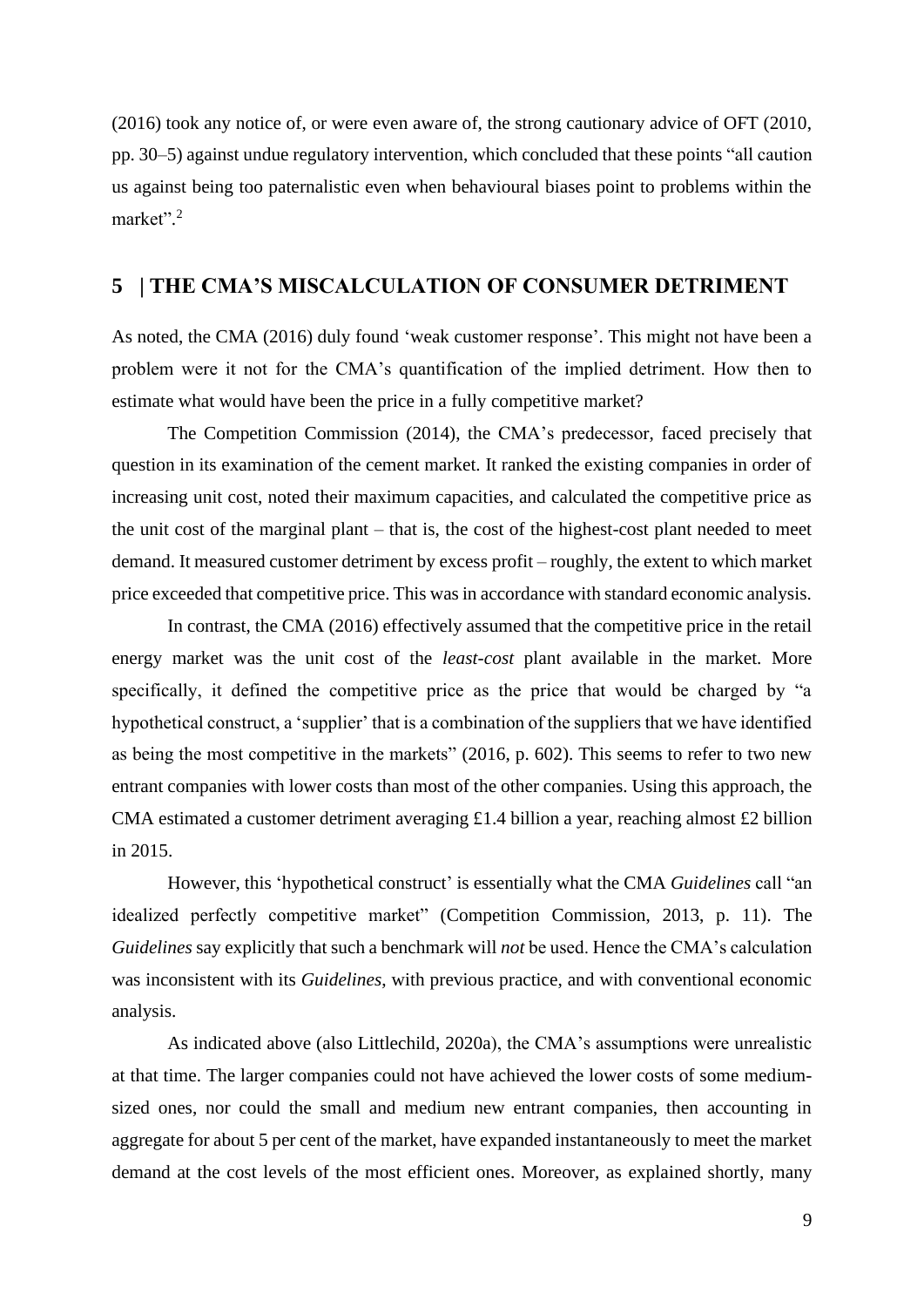(2016) took any notice of, or were even aware of, the strong cautionary advice of OFT (2010, pp. 30–5) against undue regulatory intervention, which concluded that these points "all caution us against being too paternalistic even when behavioural biases point to problems within the market".[2]

## 5 | THE CMA'S MISCALCULATION OF CONSUMER DETRIMENT

As noted, the CMA (2016) duly found 'weak customer response'. This might not have been a problem were it not for the CMA's quantification of the implied detriment. How then to estimate what would have been the price in a fully competitive market?

The Competition Commission (2014), the CMA's predecessor, faced precisely that question in its examination of the cement market. It ranked the existing companies in order of increasing unit cost, noted their maximum capacities, and calculated the competitive price as the unit cost of the marginal plant – that is, the cost of the highest-cost plant needed to meet demand. It measured customer detriment by excess profit – roughly, the extent to which market price exceeded that competitive price. This was in accordance with standard economic analysis.

In contrast, the CMA (2016) effectively assumed that the competitive price in the retail energy market was the unit cost of the *least-cost* plant available in the market. More specifically, it defined the competitive price as the price that would be charged by "a hypothetical construct, a 'supplier' that is a combination of the suppliers that we have identified as being the most competitive in the markets" (2016, p. 602). This seems to refer to two new entrant companies with lower costs than most of the other companies. Using this approach, the CMA estimated a customer detriment averaging £1.4 billion a year, reaching almost £2 billion in 2015.

However, this 'hypothetical construct' is essentially what the CMA *Guidelines* call "an idealized perfectly competitive market" (Competition Commission, 2013, p. 11). The *Guidelines* say explicitly that such a benchmark will *not* be used. Hence the CMA's calculation was inconsistent with its *Guidelines*, with previous practice, and with conventional economic analysis.

As indicated above (also Littlechild, 2020a), the CMA's assumptions were unrealistic at that time. The larger companies could not have achieved the lower costs of some medium-sized ones, nor could the small and medium new entrant companies, then accounting in aggregate for about 5 per cent of the market, have expanded instantaneously to meet the market demand at the cost levels of the most efficient ones. Moreover, as explained shortly, many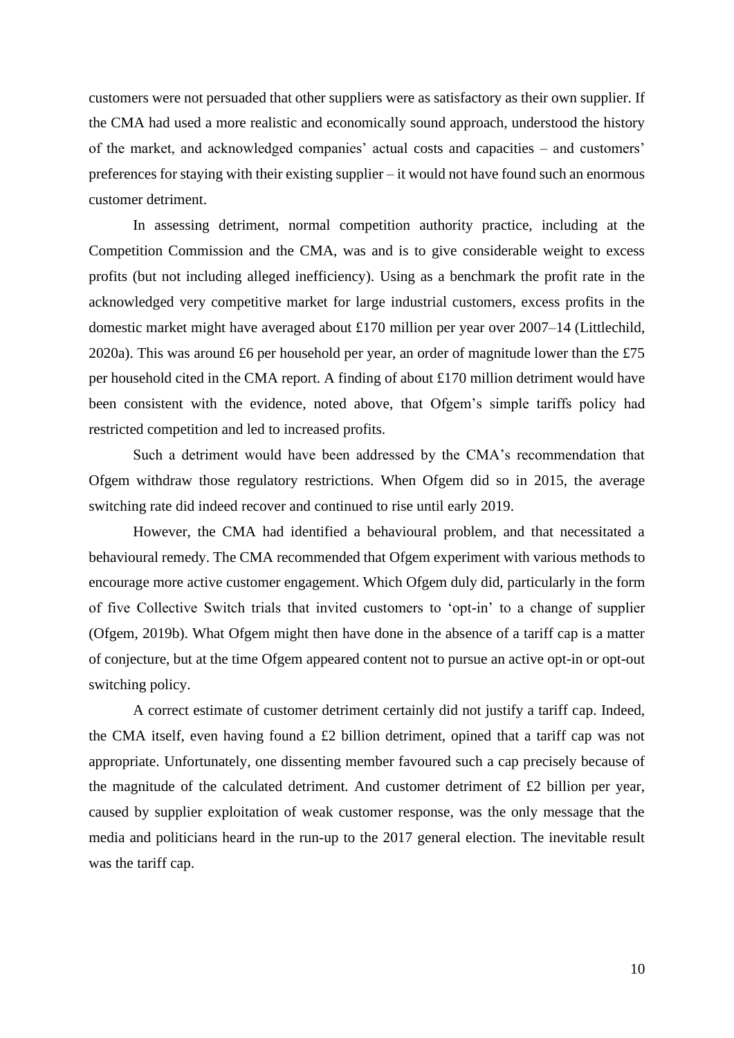customers were not persuaded that other suppliers were as satisfactory as their own supplier. If the CMA had used a more realistic and economically sound approach, understood the history of the market, and acknowledged companies' actual costs and capacities – and customers' preferences for staying with their existing supplier – it would not have found such an enormous customer detriment.

In assessing detriment, normal competition authority practice, including at the Competition Commission and the CMA, was and is to give considerable weight to excess profits (but not including alleged inefficiency). Using as a benchmark the profit rate in the acknowledged very competitive market for large industrial customers, excess profits in the domestic market might have averaged about £170 million per year over 2007–14 (Littlechild, 2020a). This was around £6 per household per year, an order of magnitude lower than the £75 per household cited in the CMA report. A finding of about £170 million detriment would have been consistent with the evidence, noted above, that Ofgem's simple tariffs policy had restricted competition and led to increased profits.

Such a detriment would have been addressed by the CMA's recommendation that Ofgem withdraw those regulatory restrictions. When Ofgem did so in 2015, the average switching rate did indeed recover and continued to rise until early 2019.

However, the CMA had identified a behavioural problem, and that necessitated a behavioural remedy. The CMA recommended that Ofgem experiment with various methods to encourage more active customer engagement. Which Ofgem duly did, particularly in the form of five Collective Switch trials that invited customers to 'opt-in' to a change of supplier (Ofgem, 2019b). What Ofgem might then have done in the absence of a tariff cap is a matter of conjecture, but at the time Ofgem appeared content not to pursue an active opt-in or opt-out switching policy.

A correct estimate of customer detriment certainly did not justify a tariff cap. Indeed, the CMA itself, even having found a £2 billion detriment, opined that a tariff cap was not appropriate. Unfortunately, one dissenting member favoured such a cap precisely because of the magnitude of the calculated detriment. And customer detriment of £2 billion per year, caused by supplier exploitation of weak customer response, was the only message that the media and politicians heard in the run-up to the 2017 general election. The inevitable result was the tariff cap.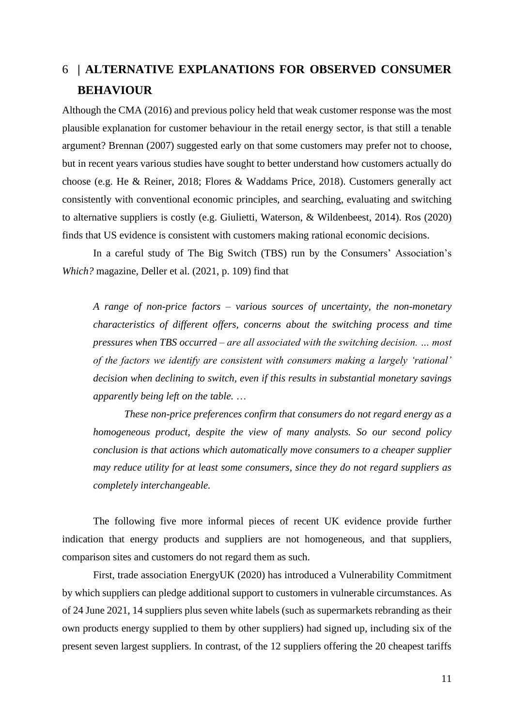# 6 | ALTERNATIVE EXPLANATIONS FOR OBSERVED CONSUMER BEHAVIOUR

Although the CMA (2016) and previous policy held that weak customer response was the most plausible explanation for customer behaviour in the retail energy sector, is that still a tenable argument? Brennan (2007) suggested early on that some customers may prefer not to choose, but in recent years various studies have sought to better understand how customers actually do choose (e.g. He & Reiner, 2018; Flores & Waddams Price, 2018). Customers generally act consistently with conventional economic principles, and searching, evaluating and switching to alternative suppliers is costly (e.g. Giulietti, Waterson, & Wildenbeest, 2014). Ros (2020) finds that US evidence is consistent with customers making rational economic decisions.

In a careful study of The Big Switch (TBS) run by the Consumers' Association's *Which?* magazine, Deller et al. (2021, p. 109) find that

> *A range of non-price factors – various sources of uncertainty, the non-monetary characteristics of different offers, concerns about the switching process and time pressures when TBS occurred – are all associated with the switching decision. … most of the factors we identify are consistent with consumers making a largely 'rational' decision when declining to switch, even if this results in substantial monetary savings apparently being left on the table. …*
>
> *These non-price preferences confirm that consumers do not regard energy as a homogeneous product, despite the view of many analysts. So our second policy conclusion is that actions which automatically move consumers to a cheaper supplier may reduce utility for at least some consumers, since they do not regard suppliers as completely interchangeable.*

The following five more informal pieces of recent UK evidence provide further indication that energy products and suppliers are not homogeneous, and that suppliers, comparison sites and customers do not regard them as such.

First, trade association EnergyUK (2020) has introduced a Vulnerability Commitment by which suppliers can pledge additional support to customers in vulnerable circumstances. As of 24 June 2021, 14 suppliers plus seven white labels (such as supermarkets rebranding as their own products energy supplied to them by other suppliers) had signed up, including six of the present seven largest suppliers. In contrast, of the 12 suppliers offering the 20 cheapest tariffs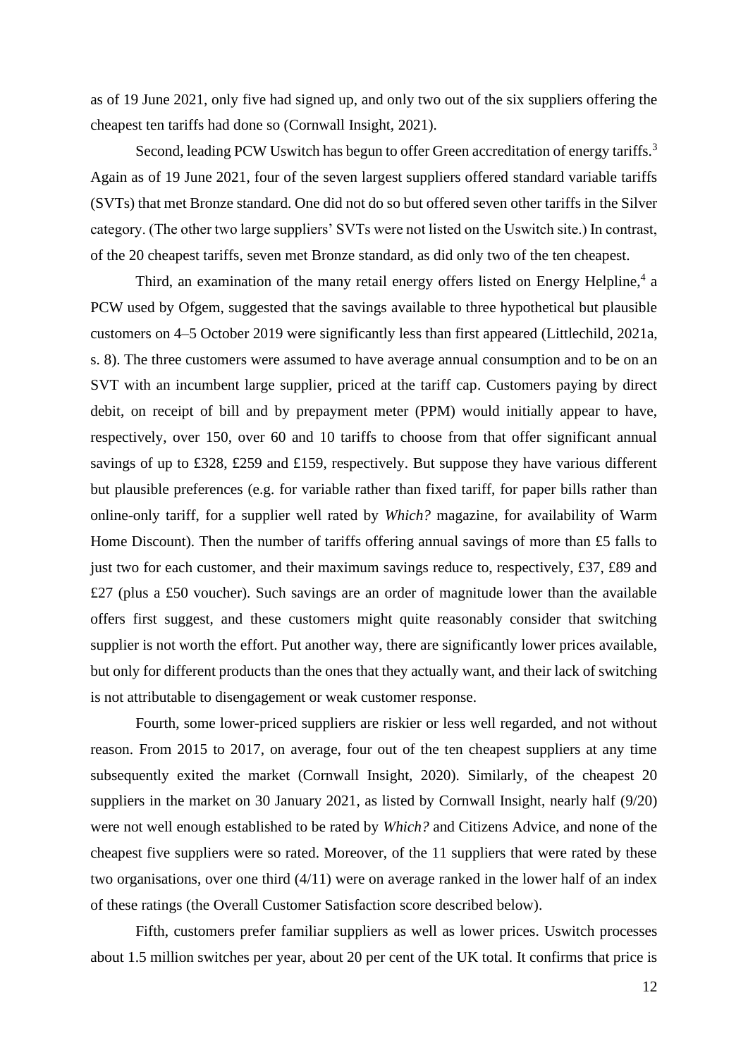as of 19 June 2021, only five had signed up, and only two out of the six suppliers offering the cheapest ten tariffs had done so (Cornwall Insight, 2021).

Second, leading PCW Uswitch has begun to offer Green accreditation of energy tariffs.[3] Again as of 19 June 2021, four of the seven largest suppliers offered standard variable tariffs (SVTs) that met Bronze standard. One did not do so but offered seven other tariffs in the Silver category. (The other two large suppliers' SVTs were not listed on the Uswitch site.) In contrast, of the 20 cheapest tariffs, seven met Bronze standard, as did only two of the ten cheapest.

Third, an examination of the many retail energy offers listed on Energy Helpline,[4] a PCW used by Ofgem, suggested that the savings available to three hypothetical but plausible customers on 4–5 October 2019 were significantly less than first appeared (Littlechild, 2021a, s. 8). The three customers were assumed to have average annual consumption and to be on an SVT with an incumbent large supplier, priced at the tariff cap. Customers paying by direct debit, on receipt of bill and by prepayment meter (PPM) would initially appear to have, respectively, over 150, over 60 and 10 tariffs to choose from that offer significant annual savings of up to £328, £259 and £159, respectively. But suppose they have various different but plausible preferences (e.g. for variable rather than fixed tariff, for paper bills rather than online-only tariff, for a supplier well rated by *Which?* magazine, for availability of Warm Home Discount). Then the number of tariffs offering annual savings of more than £5 falls to just two for each customer, and their maximum savings reduce to, respectively, £37, £89 and £27 (plus a £50 voucher). Such savings are an order of magnitude lower than the available offers first suggest, and these customers might quite reasonably consider that switching supplier is not worth the effort. Put another way, there are significantly lower prices available, but only for different products than the ones that they actually want, and their lack of switching is not attributable to disengagement or weak customer response.

Fourth, some lower-priced suppliers are riskier or less well regarded, and not without reason. From 2015 to 2017, on average, four out of the ten cheapest suppliers at any time subsequently exited the market (Cornwall Insight, 2020). Similarly, of the cheapest 20 suppliers in the market on 30 January 2021, as listed by Cornwall Insight, nearly half (9/20) were not well enough established to be rated by *Which?* and Citizens Advice, and none of the cheapest five suppliers were so rated. Moreover, of the 11 suppliers that were rated by these two organisations, over one third (4/11) were on average ranked in the lower half of an index of these ratings (the Overall Customer Satisfaction score described below).

Fifth, customers prefer familiar suppliers as well as lower prices. Uswitch processes about 1.5 million switches per year, about 20 per cent of the UK total. It confirms that price is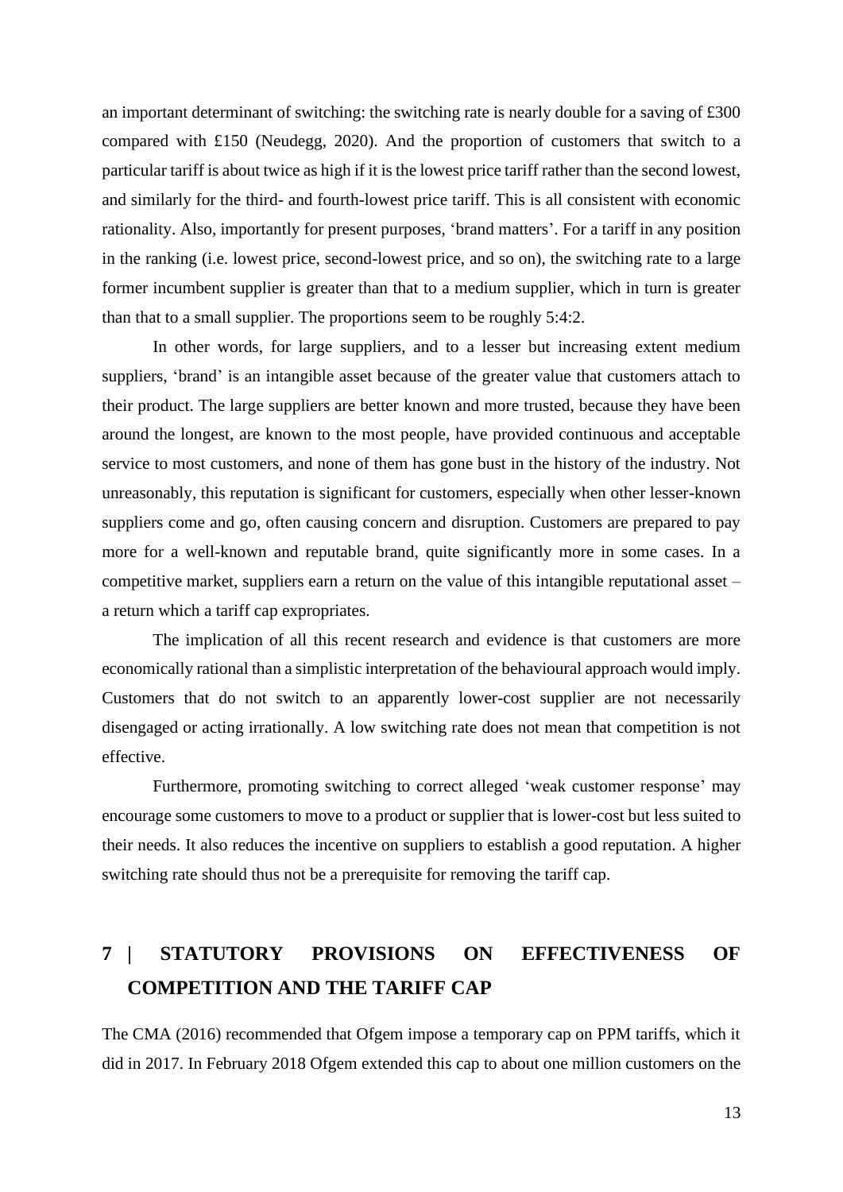an important determinant of switching: the switching rate is nearly double for a saving of £300 compared with £150 (Neudegg, 2020). And the proportion of customers that switch to a particular tariff is about twice as high if it is the lowest price tariff rather than the second lowest, and similarly for the third- and fourth-lowest price tariff. This is all consistent with economic rationality. Also, importantly for present purposes, 'brand matters'. For a tariff in any position in the ranking (i.e. lowest price, second-lowest price, and so on), the switching rate to a large former incumbent supplier is greater than that to a medium supplier, which in turn is greater than that to a small supplier. The proportions seem to be roughly 5:4:2.

In other words, for large suppliers, and to a lesser but increasing extent medium suppliers, 'brand' is an intangible asset because of the greater value that customers attach to their product. The large suppliers are better known and more trusted, because they have been around the longest, are known to the most people, have provided continuous and acceptable service to most customers, and none of them has gone bust in the history of the industry. Not unreasonably, this reputation is significant for customers, especially when other lesser-known suppliers come and go, often causing concern and disruption. Customers are prepared to pay more for a well-known and reputable brand, quite significantly more in some cases. In a competitive market, suppliers earn a return on the value of this intangible reputational asset – a return which a tariff cap expropriates.

The implication of all this recent research and evidence is that customers are more economically rational than a simplistic interpretation of the behavioural approach would imply. Customers that do not switch to an apparently lower-cost supplier are not necessarily disengaged or acting irrationally. A low switching rate does not mean that competition is not effective.

Furthermore, promoting switching to correct alleged 'weak customer response' may encourage some customers to move to a product or supplier that is lower-cost but less suited to their needs. It also reduces the incentive on suppliers to establish a good reputation. A higher switching rate should thus not be a prerequisite for removing the tariff cap.

## 7 | STATUTORY PROVISIONS ON EFFECTIVENESS OF COMPETITION AND THE TARIFF CAP

The CMA (2016) recommended that Ofgem impose a temporary cap on PPM tariffs, which it did in 2017. In February 2018 Ofgem extended this cap to about one million customers on the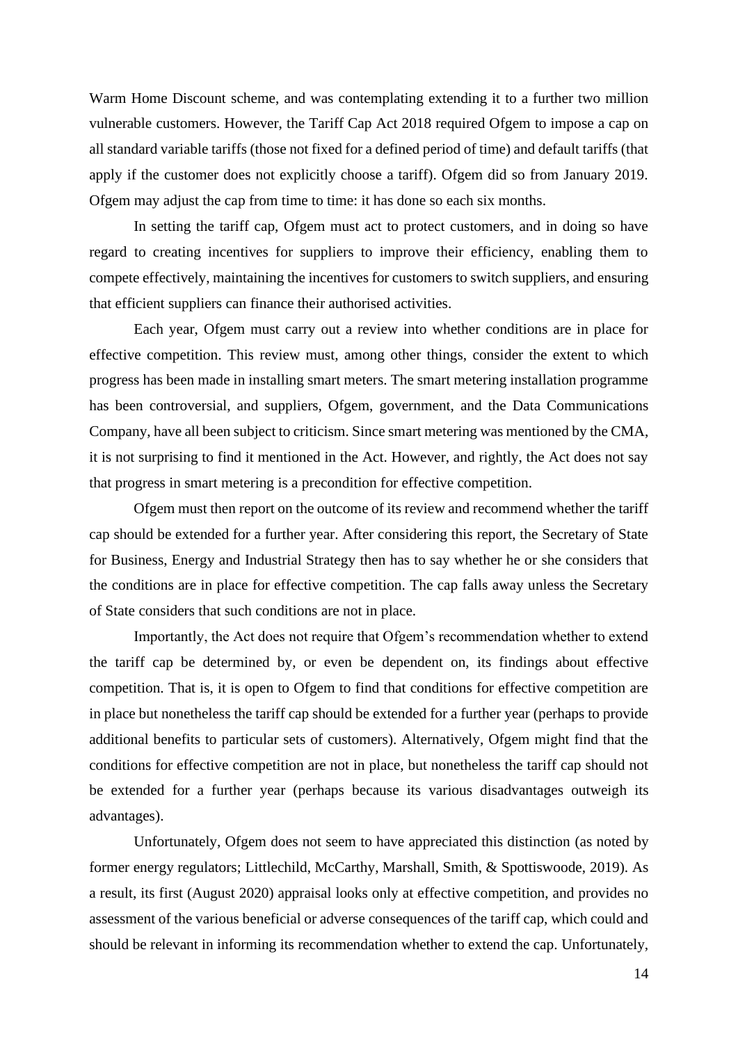Warm Home Discount scheme, and was contemplating extending it to a further two million vulnerable customers. However, the Tariff Cap Act 2018 required Ofgem to impose a cap on all standard variable tariffs (those not fixed for a defined period of time) and default tariffs (that apply if the customer does not explicitly choose a tariff). Ofgem did so from January 2019. Ofgem may adjust the cap from time to time: it has done so each six months.

In setting the tariff cap, Ofgem must act to protect customers, and in doing so have regard to creating incentives for suppliers to improve their efficiency, enabling them to compete effectively, maintaining the incentives for customers to switch suppliers, and ensuring that efficient suppliers can finance their authorised activities.

Each year, Ofgem must carry out a review into whether conditions are in place for effective competition. This review must, among other things, consider the extent to which progress has been made in installing smart meters. The smart metering installation programme has been controversial, and suppliers, Ofgem, government, and the Data Communications Company, have all been subject to criticism. Since smart metering was mentioned by the CMA, it is not surprising to find it mentioned in the Act. However, and rightly, the Act does not say that progress in smart metering is a precondition for effective competition.

Ofgem must then report on the outcome of its review and recommend whether the tariff cap should be extended for a further year. After considering this report, the Secretary of State for Business, Energy and Industrial Strategy then has to say whether he or she considers that the conditions are in place for effective competition. The cap falls away unless the Secretary of State considers that such conditions are not in place.

Importantly, the Act does not require that Ofgem's recommendation whether to extend the tariff cap be determined by, or even be dependent on, its findings about effective competition. That is, it is open to Ofgem to find that conditions for effective competition are in place but nonetheless the tariff cap should be extended for a further year (perhaps to provide additional benefits to particular sets of customers). Alternatively, Ofgem might find that the conditions for effective competition are not in place, but nonetheless the tariff cap should not be extended for a further year (perhaps because its various disadvantages outweigh its advantages).

Unfortunately, Ofgem does not seem to have appreciated this distinction (as noted by former energy regulators; Littlechild, McCarthy, Marshall, Smith, & Spottiswoode, 2019). As a result, its first (August 2020) appraisal looks only at effective competition, and provides no assessment of the various beneficial or adverse consequences of the tariff cap, which could and should be relevant in informing its recommendation whether to extend the cap. Unfortunately,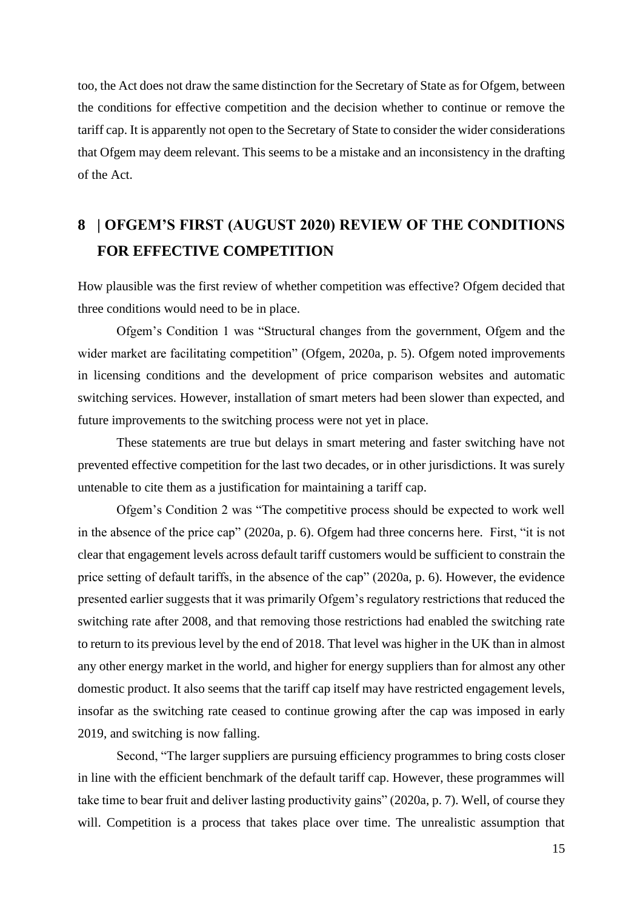too, the Act does not draw the same distinction for the Secretary of State as for Ofgem, between the conditions for effective competition and the decision whether to continue or remove the tariff cap. It is apparently not open to the Secretary of State to consider the wider considerations that Ofgem may deem relevant. This seems to be a mistake and an inconsistency in the drafting of the Act.

## 8 | OFGEM'S FIRST (AUGUST 2020) REVIEW OF THE CONDITIONS FOR EFFECTIVE COMPETITION

How plausible was the first review of whether competition was effective? Ofgem decided that three conditions would need to be in place.

Ofgem's Condition 1 was "Structural changes from the government, Ofgem and the wider market are facilitating competition" (Ofgem, 2020a, p. 5). Ofgem noted improvements in licensing conditions and the development of price comparison websites and automatic switching services. However, installation of smart meters had been slower than expected, and future improvements to the switching process were not yet in place.

These statements are true but delays in smart metering and faster switching have not prevented effective competition for the last two decades, or in other jurisdictions. It was surely untenable to cite them as a justification for maintaining a tariff cap.

Ofgem's Condition 2 was "The competitive process should be expected to work well in the absence of the price cap" (2020a, p. 6). Ofgem had three concerns here. First, "it is not clear that engagement levels across default tariff customers would be sufficient to constrain the price setting of default tariffs, in the absence of the cap" (2020a, p. 6). However, the evidence presented earlier suggests that it was primarily Ofgem's regulatory restrictions that reduced the switching rate after 2008, and that removing those restrictions had enabled the switching rate to return to its previous level by the end of 2018. That level was higher in the UK than in almost any other energy market in the world, and higher for energy suppliers than for almost any other domestic product. It also seems that the tariff cap itself may have restricted engagement levels, insofar as the switching rate ceased to continue growing after the cap was imposed in early 2019, and switching is now falling.

Second, "The larger suppliers are pursuing efficiency programmes to bring costs closer in line with the efficient benchmark of the default tariff cap. However, these programmes will take time to bear fruit and deliver lasting productivity gains" (2020a, p. 7). Well, of course they will. Competition is a process that takes place over time. The unrealistic assumption that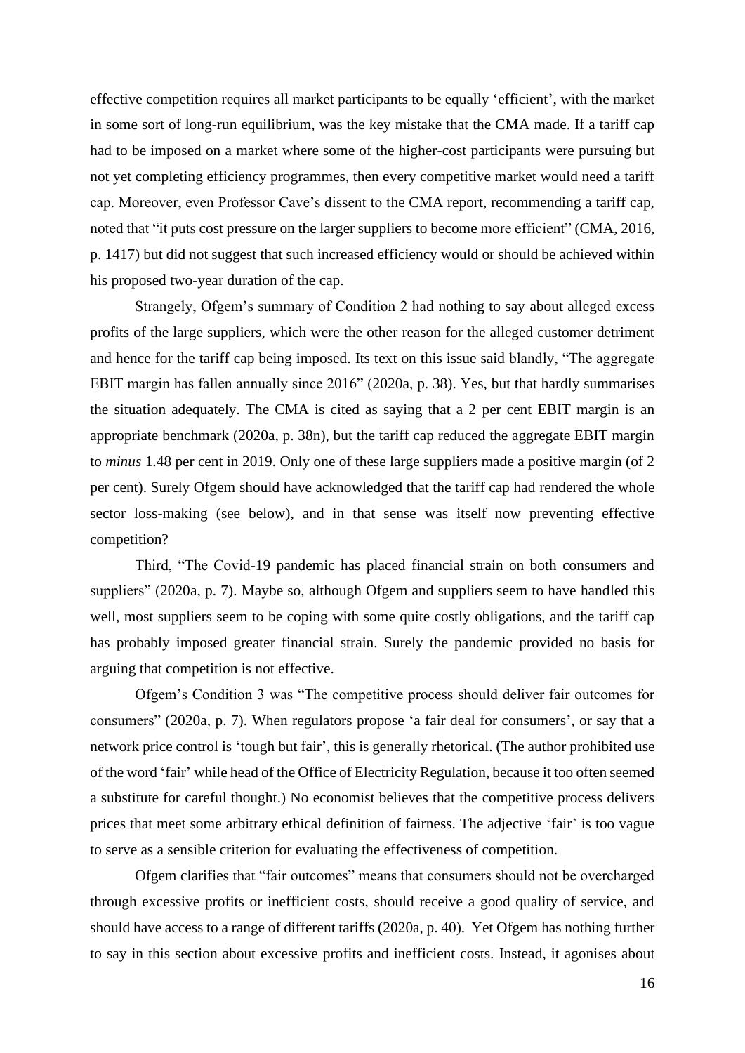effective competition requires all market participants to be equally 'efficient', with the market in some sort of long-run equilibrium, was the key mistake that the CMA made. If a tariff cap had to be imposed on a market where some of the higher-cost participants were pursuing but not yet completing efficiency programmes, then every competitive market would need a tariff cap. Moreover, even Professor Cave's dissent to the CMA report, recommending a tariff cap, noted that "it puts cost pressure on the larger suppliers to become more efficient" (CMA, 2016, p. 1417) but did not suggest that such increased efficiency would or should be achieved within his proposed two-year duration of the cap.

Strangely, Ofgem's summary of Condition 2 had nothing to say about alleged excess profits of the large suppliers, which were the other reason for the alleged customer detriment and hence for the tariff cap being imposed. Its text on this issue said blandly, "The aggregate EBIT margin has fallen annually since 2016" (2020a, p. 38). Yes, but that hardly summarises the situation adequately. The CMA is cited as saying that a 2 per cent EBIT margin is an appropriate benchmark (2020a, p. 38n), but the tariff cap reduced the aggregate EBIT margin to *minus* 1.48 per cent in 2019. Only one of these large suppliers made a positive margin (of 2 per cent). Surely Ofgem should have acknowledged that the tariff cap had rendered the whole sector loss-making (see below), and in that sense was itself now preventing effective competition?

Third, "The Covid-19 pandemic has placed financial strain on both consumers and suppliers" (2020a, p. 7). Maybe so, although Ofgem and suppliers seem to have handled this well, most suppliers seem to be coping with some quite costly obligations, and the tariff cap has probably imposed greater financial strain. Surely the pandemic provided no basis for arguing that competition is not effective.

Ofgem's Condition 3 was "The competitive process should deliver fair outcomes for consumers" (2020a, p. 7). When regulators propose 'a fair deal for consumers', or say that a network price control is 'tough but fair', this is generally rhetorical. (The author prohibited use of the word 'fair' while head of the Office of Electricity Regulation, because it too often seemed a substitute for careful thought.) No economist believes that the competitive process delivers prices that meet some arbitrary ethical definition of fairness. The adjective 'fair' is too vague to serve as a sensible criterion for evaluating the effectiveness of competition.

Ofgem clarifies that "fair outcomes" means that consumers should not be overcharged through excessive profits or inefficient costs, should receive a good quality of service, and should have access to a range of different tariffs (2020a, p. 40). Yet Ofgem has nothing further to say in this section about excessive profits and inefficient costs. Instead, it agonises about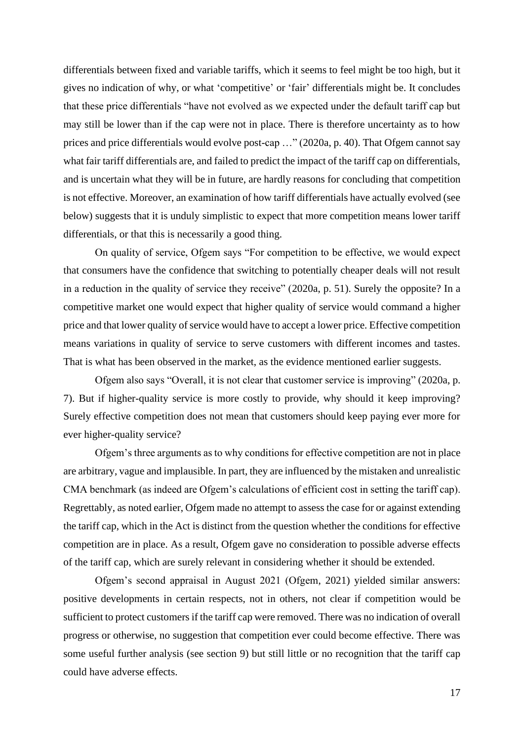differentials between fixed and variable tariffs, which it seems to feel might be too high, but it gives no indication of why, or what 'competitive' or 'fair' differentials might be. It concludes that these price differentials "have not evolved as we expected under the default tariff cap but may still be lower than if the cap were not in place. There is therefore uncertainty as to how prices and price differentials would evolve post-cap …" (2020a, p. 40). That Ofgem cannot say what fair tariff differentials are, and failed to predict the impact of the tariff cap on differentials, and is uncertain what they will be in future, are hardly reasons for concluding that competition is not effective. Moreover, an examination of how tariff differentials have actually evolved (see below) suggests that it is unduly simplistic to expect that more competition means lower tariff differentials, or that this is necessarily a good thing.

On quality of service, Ofgem says "For competition to be effective, we would expect that consumers have the confidence that switching to potentially cheaper deals will not result in a reduction in the quality of service they receive" (2020a, p. 51). Surely the opposite? In a competitive market one would expect that higher quality of service would command a higher price and that lower quality of service would have to accept a lower price. Effective competition means variations in quality of service to serve customers with different incomes and tastes. That is what has been observed in the market, as the evidence mentioned earlier suggests.

Ofgem also says "Overall, it is not clear that customer service is improving" (2020a, p. 7). But if higher-quality service is more costly to provide, why should it keep improving? Surely effective competition does not mean that customers should keep paying ever more for ever higher-quality service?

Ofgem's three arguments as to why conditions for effective competition are not in place are arbitrary, vague and implausible. In part, they are influenced by the mistaken and unrealistic CMA benchmark (as indeed are Ofgem's calculations of efficient cost in setting the tariff cap). Regrettably, as noted earlier, Ofgem made no attempt to assess the case for or against extending the tariff cap, which in the Act is distinct from the question whether the conditions for effective competition are in place. As a result, Ofgem gave no consideration to possible adverse effects of the tariff cap, which are surely relevant in considering whether it should be extended.

Ofgem's second appraisal in August 2021 (Ofgem, 2021) yielded similar answers: positive developments in certain respects, not in others, not clear if competition would be sufficient to protect customers if the tariff cap were removed. There was no indication of overall progress or otherwise, no suggestion that competition ever could become effective. There was some useful further analysis (see section 9) but still little or no recognition that the tariff cap could have adverse effects.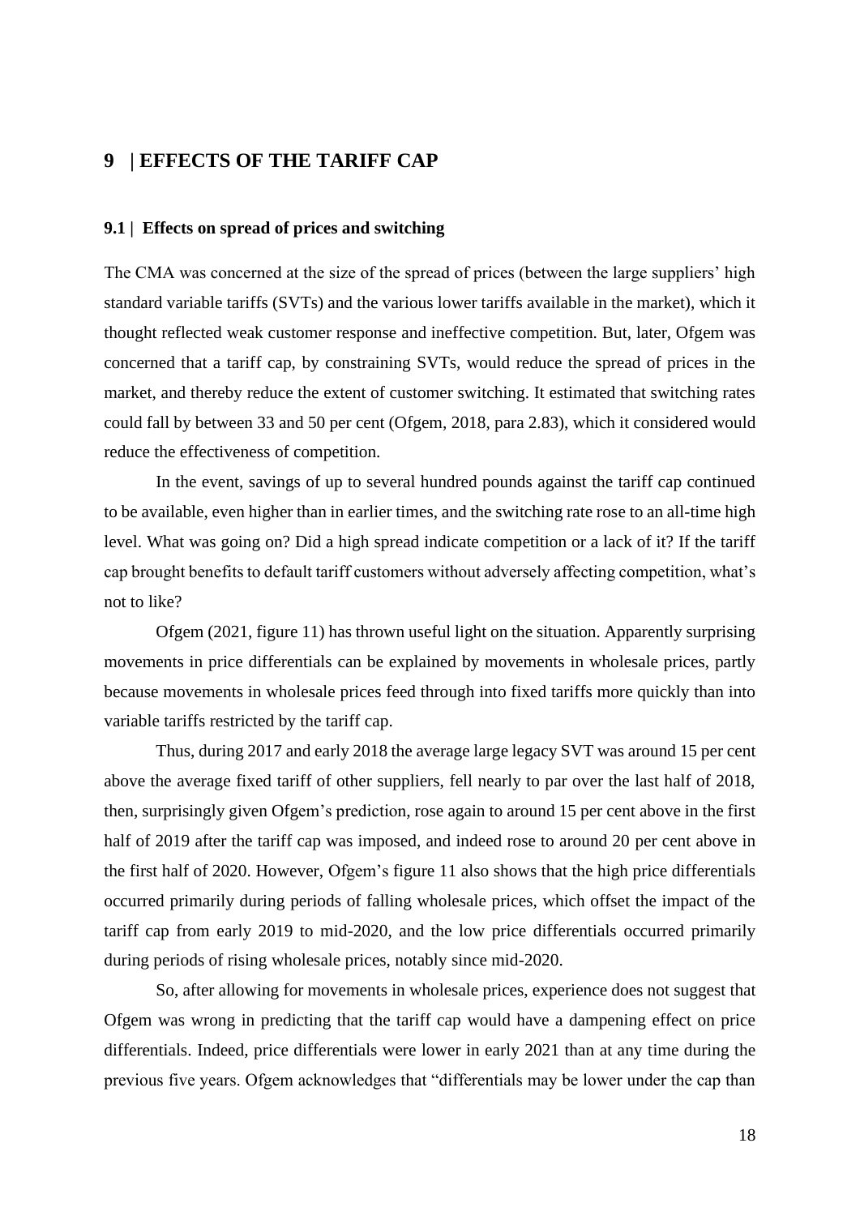# 9 | EFFECTS OF THE TARIFF CAP

## 9.1 | Effects on spread of prices and switching

The CMA was concerned at the size of the spread of prices (between the large suppliers' high standard variable tariffs (SVTs) and the various lower tariffs available in the market), which it thought reflected weak customer response and ineffective competition. But, later, Ofgem was concerned that a tariff cap, by constraining SVTs, would reduce the spread of prices in the market, and thereby reduce the extent of customer switching. It estimated that switching rates could fall by between 33 and 50 per cent (Ofgem, 2018, para 2.83), which it considered would reduce the effectiveness of competition.

In the event, savings of up to several hundred pounds against the tariff cap continued to be available, even higher than in earlier times, and the switching rate rose to an all-time high level. What was going on? Did a high spread indicate competition or a lack of it? If the tariff cap brought benefits to default tariff customers without adversely affecting competition, what's not to like?

Ofgem (2021, figure 11) has thrown useful light on the situation. Apparently surprising movements in price differentials can be explained by movements in wholesale prices, partly because movements in wholesale prices feed through into fixed tariffs more quickly than into variable tariffs restricted by the tariff cap.

Thus, during 2017 and early 2018 the average large legacy SVT was around 15 per cent above the average fixed tariff of other suppliers, fell nearly to par over the last half of 2018, then, surprisingly given Ofgem's prediction, rose again to around 15 per cent above in the first half of 2019 after the tariff cap was imposed, and indeed rose to around 20 per cent above in the first half of 2020. However, Ofgem's figure 11 also shows that the high price differentials occurred primarily during periods of falling wholesale prices, which offset the impact of the tariff cap from early 2019 to mid-2020, and the low price differentials occurred primarily during periods of rising wholesale prices, notably since mid-2020.

So, after allowing for movements in wholesale prices, experience does not suggest that Ofgem was wrong in predicting that the tariff cap would have a dampening effect on price differentials. Indeed, price differentials were lower in early 2021 than at any time during the previous five years. Ofgem acknowledges that "differentials may be lower under the cap than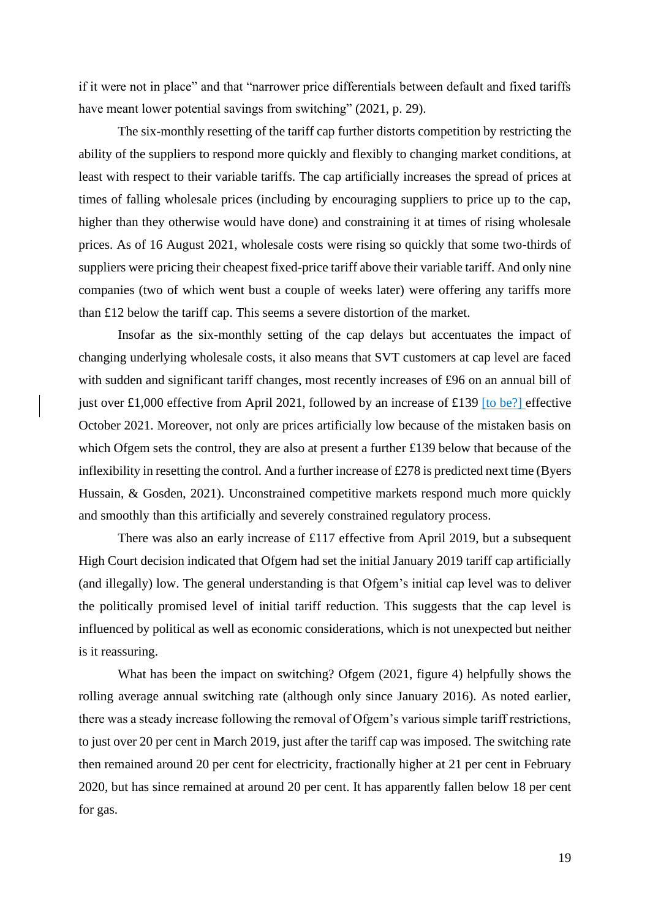if it were not in place" and that "narrower price differentials between default and fixed tariffs have meant lower potential savings from switching" (2021, p. 29).

The six-monthly resetting of the tariff cap further distorts competition by restricting the ability of the suppliers to respond more quickly and flexibly to changing market conditions, at least with respect to their variable tariffs. The cap artificially increases the spread of prices at times of falling wholesale prices (including by encouraging suppliers to price up to the cap, higher than they otherwise would have done) and constraining it at times of rising wholesale prices. As of 16 August 2021, wholesale costs were rising so quickly that some two-thirds of suppliers were pricing their cheapest fixed-price tariff above their variable tariff. And only nine companies (two of which went bust a couple of weeks later) were offering any tariffs more than £12 below the tariff cap. This seems a severe distortion of the market.

Insofar as the six-monthly setting of the cap delays but accentuates the impact of changing underlying wholesale costs, it also means that SVT customers at cap level are faced with sudden and significant tariff changes, most recently increases of £96 on an annual bill of just over £1,000 effective from April 2021, followed by an increase of £139 [to be?] effective October 2021. Moreover, not only are prices artificially low because of the mistaken basis on which Ofgem sets the control, they are also at present a further £139 below that because of the inflexibility in resetting the control. And a further increase of £278 is predicted next time (Byers Hussain, & Gosden, 2021). Unconstrained competitive markets respond much more quickly and smoothly than this artificially and severely constrained regulatory process.

There was also an early increase of £117 effective from April 2019, but a subsequent High Court decision indicated that Ofgem had set the initial January 2019 tariff cap artificially (and illegally) low. The general understanding is that Ofgem's initial cap level was to deliver the politically promised level of initial tariff reduction. This suggests that the cap level is influenced by political as well as economic considerations, which is not unexpected but neither is it reassuring.

What has been the impact on switching? Ofgem (2021, figure 4) helpfully shows the rolling average annual switching rate (although only since January 2016). As noted earlier, there was a steady increase following the removal of Ofgem's various simple tariff restrictions, to just over 20 per cent in March 2019, just after the tariff cap was imposed. The switching rate then remained around 20 per cent for electricity, fractionally higher at 21 per cent in February 2020, but has since remained at around 20 per cent. It has apparently fallen below 18 per cent for gas.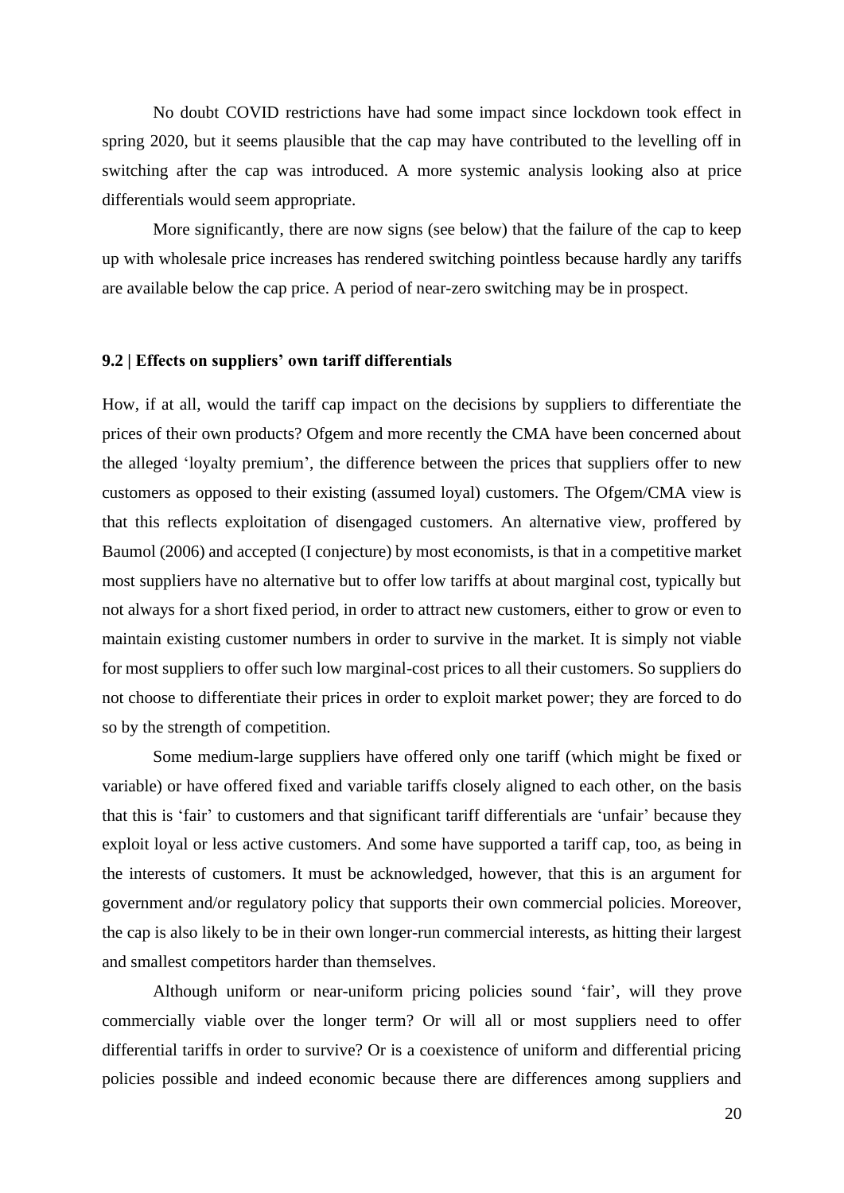No doubt COVID restrictions have had some impact since lockdown took effect in spring 2020, but it seems plausible that the cap may have contributed to the levelling off in switching after the cap was introduced. A more systemic analysis looking also at price differentials would seem appropriate.

More significantly, there are now signs (see below) that the failure of the cap to keep up with wholesale price increases has rendered switching pointless because hardly any tariffs are available below the cap price. A period of near-zero switching may be in prospect.

### 9.2 | Effects on suppliers' own tariff differentials

How, if at all, would the tariff cap impact on the decisions by suppliers to differentiate the prices of their own products? Ofgem and more recently the CMA have been concerned about the alleged 'loyalty premium', the difference between the prices that suppliers offer to new customers as opposed to their existing (assumed loyal) customers. The Ofgem/CMA view is that this reflects exploitation of disengaged customers. An alternative view, proffered by Baumol (2006) and accepted (I conjecture) by most economists, is that in a competitive market most suppliers have no alternative but to offer low tariffs at about marginal cost, typically but not always for a short fixed period, in order to attract new customers, either to grow or even to maintain existing customer numbers in order to survive in the market. It is simply not viable for most suppliers to offer such low marginal-cost prices to all their customers. So suppliers do not choose to differentiate their prices in order to exploit market power; they are forced to do so by the strength of competition.

Some medium-large suppliers have offered only one tariff (which might be fixed or variable) or have offered fixed and variable tariffs closely aligned to each other, on the basis that this is 'fair' to customers and that significant tariff differentials are 'unfair' because they exploit loyal or less active customers. And some have supported a tariff cap, too, as being in the interests of customers. It must be acknowledged, however, that this is an argument for government and/or regulatory policy that supports their own commercial policies. Moreover, the cap is also likely to be in their own longer-run commercial interests, as hitting their largest and smallest competitors harder than themselves.

Although uniform or near-uniform pricing policies sound 'fair', will they prove commercially viable over the longer term? Or will all or most suppliers need to offer differential tariffs in order to survive? Or is a coexistence of uniform and differential pricing policies possible and indeed economic because there are differences among suppliers and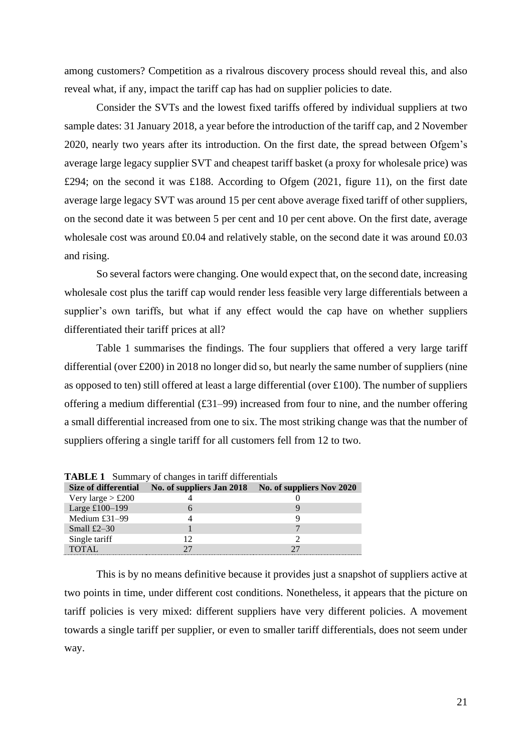among customers? Competition as a rivalrous discovery process should reveal this, and also reveal what, if any, impact the tariff cap has had on supplier policies to date.

Consider the SVTs and the lowest fixed tariffs offered by individual suppliers at two sample dates: 31 January 2018, a year before the introduction of the tariff cap, and 2 November 2020, nearly two years after its introduction. On the first date, the spread between Ofgem's average large legacy supplier SVT and cheapest tariff basket (a proxy for wholesale price) was £294; on the second it was £188. According to Ofgem (2021, figure 11), on the first date average large legacy SVT was around 15 per cent above average fixed tariff of other suppliers, on the second date it was between 5 per cent and 10 per cent above. On the first date, average wholesale cost was around £0.04 and relatively stable, on the second date it was around £0.03 and rising.

So several factors were changing. One would expect that, on the second date, increasing wholesale cost plus the tariff cap would render less feasible very large differentials between a supplier's own tariffs, but what if any effect would the cap have on whether suppliers differentiated their tariff prices at all?

Table 1 summarises the findings. The four suppliers that offered a very large tariff differential (over £200) in 2018 no longer did so, but nearly the same number of suppliers (nine as opposed to ten) still offered at least a large differential (over £100). The number of suppliers offering a medium differential (£31–99) increased from four to nine, and the number offering a small differential increased from one to six. The most striking change was that the number of suppliers offering a single tariff for all customers fell from 12 to two.

**TABLE 1** Summary of changes in tariff differentials

| Size of differential | No. of suppliers Jan 2018 | No. of suppliers Nov 2020 |
|---|---|---|
| Very large > £200 | 4 | 0 |
| Large £100–199 | 6 | 9 |
| Medium £31–99 | 4 | 9 |
| Small £2–30 | 1 | 7 |
| Single tariff | 12 | 2 |
| TOTAL | 27 | 27 |

This is by no means definitive because it provides just a snapshot of suppliers active at two points in time, under different cost conditions. Nonetheless, it appears that the picture on tariff policies is very mixed: different suppliers have very different policies. A movement towards a single tariff per supplier, or even to smaller tariff differentials, does not seem under way.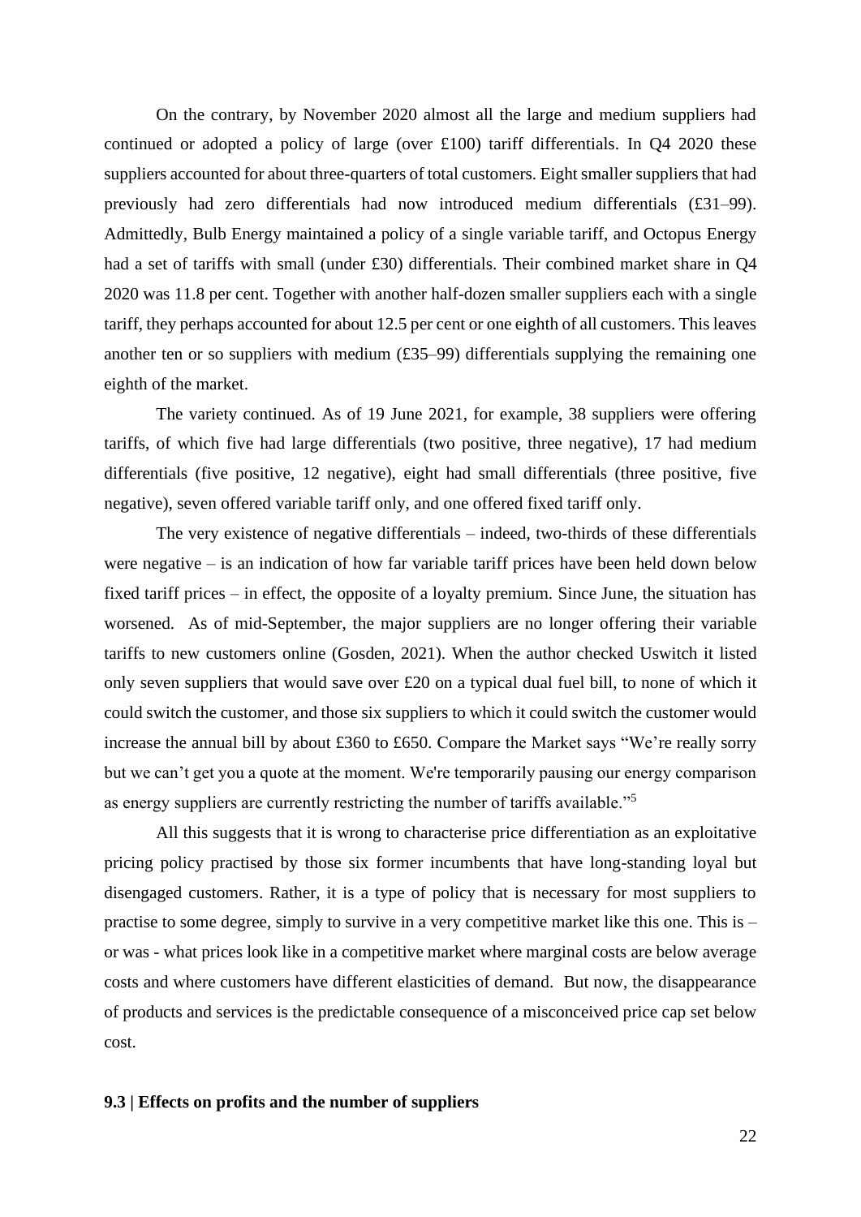On the contrary, by November 2020 almost all the large and medium suppliers had continued or adopted a policy of large (over £100) tariff differentials. In Q4 2020 these suppliers accounted for about three-quarters of total customers. Eight smaller suppliers that had previously had zero differentials had now introduced medium differentials (£31–99). Admittedly, Bulb Energy maintained a policy of a single variable tariff, and Octopus Energy had a set of tariffs with small (under £30) differentials. Their combined market share in Q4 2020 was 11.8 per cent. Together with another half-dozen smaller suppliers each with a single tariff, they perhaps accounted for about 12.5 per cent or one eighth of all customers. This leaves another ten or so suppliers with medium (£35–99) differentials supplying the remaining one eighth of the market.

The variety continued. As of 19 June 2021, for example, 38 suppliers were offering tariffs, of which five had large differentials (two positive, three negative), 17 had medium differentials (five positive, 12 negative), eight had small differentials (three positive, five negative), seven offered variable tariff only, and one offered fixed tariff only.

The very existence of negative differentials – indeed, two-thirds of these differentials were negative – is an indication of how far variable tariff prices have been held down below fixed tariff prices – in effect, the opposite of a loyalty premium. Since June, the situation has worsened. As of mid-September, the major suppliers are no longer offering their variable tariffs to new customers online (Gosden, 2021). When the author checked Uswitch it listed only seven suppliers that would save over £20 on a typical dual fuel bill, to none of which it could switch the customer, and those six suppliers to which it could switch the customer would increase the annual bill by about £360 to £650. Compare the Market says "We're really sorry but we can't get you a quote at the moment. We're temporarily pausing our energy comparison as energy suppliers are currently restricting the number of tariffs available."[5]

All this suggests that it is wrong to characterise price differentiation as an exploitative pricing policy practised by those six former incumbents that have long-standing loyal but disengaged customers. Rather, it is a type of policy that is necessary for most suppliers to practise to some degree, simply to survive in a very competitive market like this one. This is – or was - what prices look like in a competitive market where marginal costs are below average costs and where customers have different elasticities of demand. But now, the disappearance of products and services is the predictable consequence of a misconceived price cap set below cost.

### 9.3 | Effects on profits and the number of suppliers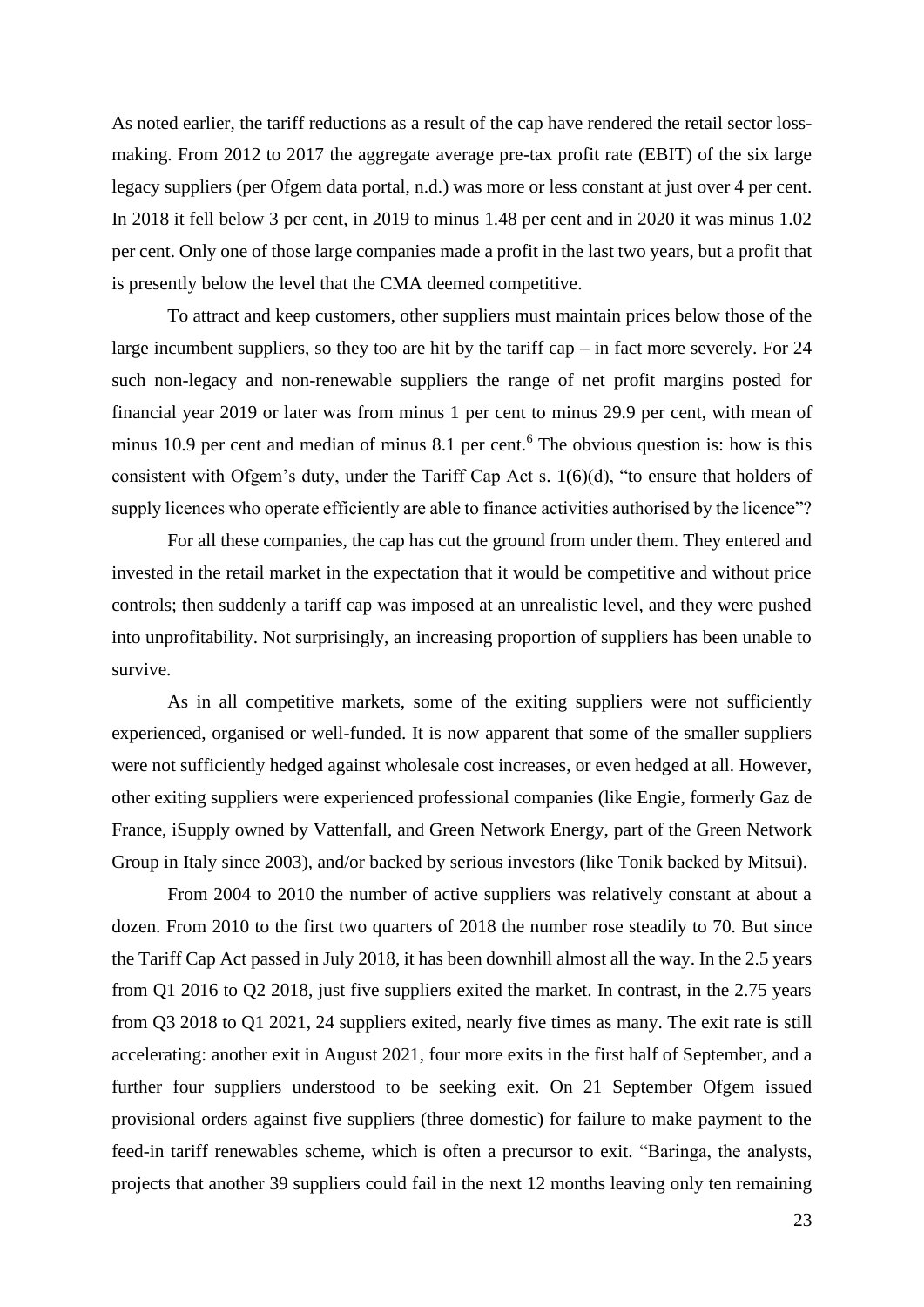As noted earlier, the tariff reductions as a result of the cap have rendered the retail sector loss-making. From 2012 to 2017 the aggregate average pre-tax profit rate (EBIT) of the six large legacy suppliers (per Ofgem data portal, n.d.) was more or less constant at just over 4 per cent. In 2018 it fell below 3 per cent, in 2019 to minus 1.48 per cent and in 2020 it was minus 1.02 per cent. Only one of those large companies made a profit in the last two years, but a profit that is presently below the level that the CMA deemed competitive.

To attract and keep customers, other suppliers must maintain prices below those of the large incumbent suppliers, so they too are hit by the tariff cap – in fact more severely. For 24 such non-legacy and non-renewable suppliers the range of net profit margins posted for financial year 2019 or later was from minus 1 per cent to minus 29.9 per cent, with mean of minus 10.9 per cent and median of minus 8.1 per cent.[6] The obvious question is: how is this consistent with Ofgem's duty, under the Tariff Cap Act s. 1(6)(d), "to ensure that holders of supply licences who operate efficiently are able to finance activities authorised by the licence"?

For all these companies, the cap has cut the ground from under them. They entered and invested in the retail market in the expectation that it would be competitive and without price controls; then suddenly a tariff cap was imposed at an unrealistic level, and they were pushed into unprofitability. Not surprisingly, an increasing proportion of suppliers has been unable to survive.

As in all competitive markets, some of the exiting suppliers were not sufficiently experienced, organised or well-funded. It is now apparent that some of the smaller suppliers were not sufficiently hedged against wholesale cost increases, or even hedged at all. However, other exiting suppliers were experienced professional companies (like Engie, formerly Gaz de France, iSupply owned by Vattenfall, and Green Network Energy, part of the Green Network Group in Italy since 2003), and/or backed by serious investors (like Tonik backed by Mitsui).

From 2004 to 2010 the number of active suppliers was relatively constant at about a dozen. From 2010 to the first two quarters of 2018 the number rose steadily to 70. But since the Tariff Cap Act passed in July 2018, it has been downhill almost all the way. In the 2.5 years from Q1 2016 to Q2 2018, just five suppliers exited the market. In contrast, in the 2.75 years from Q3 2018 to Q1 2021, 24 suppliers exited, nearly five times as many. The exit rate is still accelerating: another exit in August 2021, four more exits in the first half of September, and a further four suppliers understood to be seeking exit. On 21 September Ofgem issued provisional orders against five suppliers (three domestic) for failure to make payment to the feed-in tariff renewables scheme, which is often a precursor to exit. "Baringa, the analysts, projects that another 39 suppliers could fail in the next 12 months leaving only ten remaining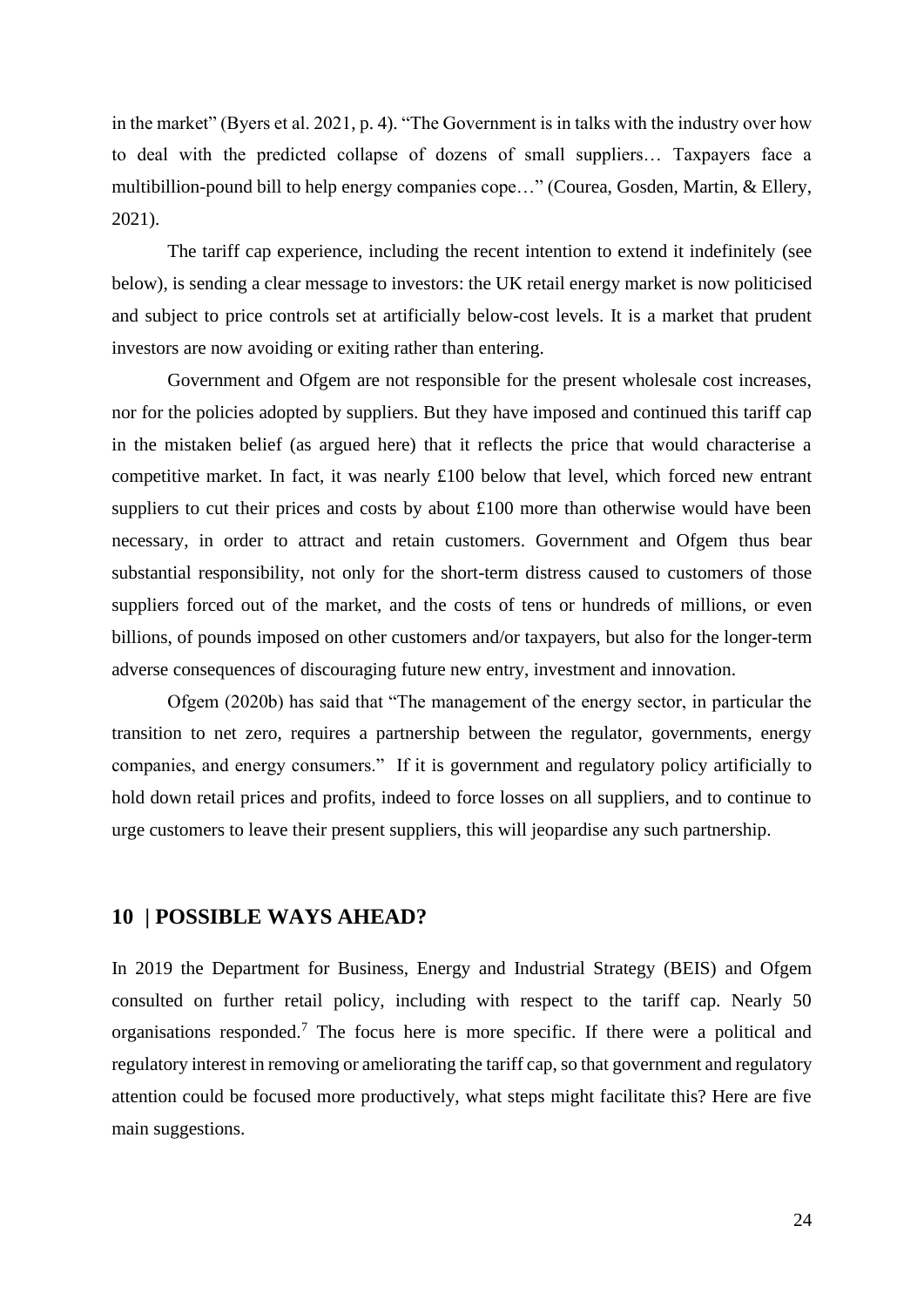in the market" (Byers et al. 2021, p. 4). "The Government is in talks with the industry over how to deal with the predicted collapse of dozens of small suppliers… Taxpayers face a multibillion-pound bill to help energy companies cope…" (Courea, Gosden, Martin, & Ellery, 2021).

The tariff cap experience, including the recent intention to extend it indefinitely (see below), is sending a clear message to investors: the UK retail energy market is now politicised and subject to price controls set at artificially below-cost levels. It is a market that prudent investors are now avoiding or exiting rather than entering.

Government and Ofgem are not responsible for the present wholesale cost increases, nor for the policies adopted by suppliers. But they have imposed and continued this tariff cap in the mistaken belief (as argued here) that it reflects the price that would characterise a competitive market. In fact, it was nearly £100 below that level, which forced new entrant suppliers to cut their prices and costs by about £100 more than otherwise would have been necessary, in order to attract and retain customers. Government and Ofgem thus bear substantial responsibility, not only for the short-term distress caused to customers of those suppliers forced out of the market, and the costs of tens or hundreds of millions, or even billions, of pounds imposed on other customers and/or taxpayers, but also for the longer-term adverse consequences of discouraging future new entry, investment and innovation.

Ofgem (2020b) has said that "The management of the energy sector, in particular the transition to net zero, requires a partnership between the regulator, governments, energy companies, and energy consumers." If it is government and regulatory policy artificially to hold down retail prices and profits, indeed to force losses on all suppliers, and to continue to urge customers to leave their present suppliers, this will jeopardise any such partnership.

## 10 | POSSIBLE WAYS AHEAD?

In 2019 the Department for Business, Energy and Industrial Strategy (BEIS) and Ofgem consulted on further retail policy, including with respect to the tariff cap. Nearly 50 organisations responded.[7] The focus here is more specific. If there were a political and regulatory interest in removing or ameliorating the tariff cap, so that government and regulatory attention could be focused more productively, what steps might facilitate this? Here are five main suggestions.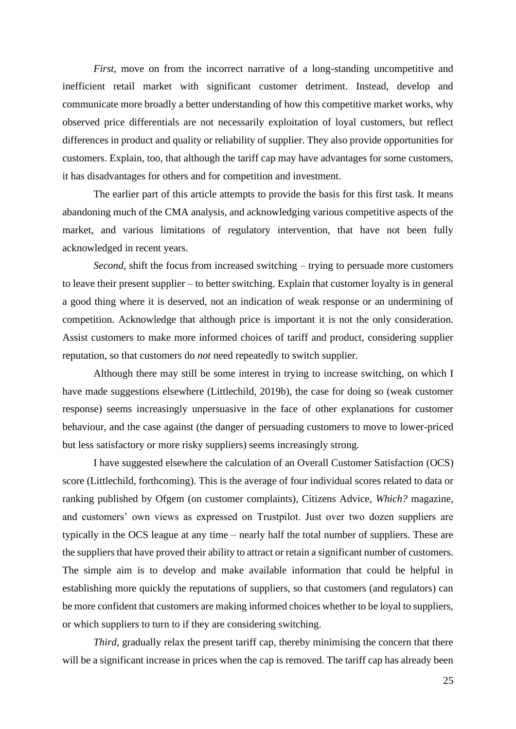*First*, move on from the incorrect narrative of a long-standing uncompetitive and inefficient retail market with significant customer detriment. Instead, develop and communicate more broadly a better understanding of how this competitive market works, why observed price differentials are not necessarily exploitation of loyal customers, but reflect differences in product and quality or reliability of supplier. They also provide opportunities for customers. Explain, too, that although the tariff cap may have advantages for some customers, it has disadvantages for others and for competition and investment.

The earlier part of this article attempts to provide the basis for this first task. It means abandoning much of the CMA analysis, and acknowledging various competitive aspects of the market, and various limitations of regulatory intervention, that have not been fully acknowledged in recent years.

*Second*, shift the focus from increased switching – trying to persuade more customers to leave their present supplier – to better switching. Explain that customer loyalty is in general a good thing where it is deserved, not an indication of weak response or an undermining of competition. Acknowledge that although price is important it is not the only consideration. Assist customers to make more informed choices of tariff and product, considering supplier reputation, so that customers do *not* need repeatedly to switch supplier.

Although there may still be some interest in trying to increase switching, on which I have made suggestions elsewhere (Littlechild, 2019b), the case for doing so (weak customer response) seems increasingly unpersuasive in the face of other explanations for customer behaviour, and the case against (the danger of persuading customers to move to lower-priced but less satisfactory or more risky suppliers) seems increasingly strong.

I have suggested elsewhere the calculation of an Overall Customer Satisfaction (OCS) score (Littlechild, forthcoming). This is the average of four individual scores related to data or ranking published by Ofgem (on customer complaints), Citizens Advice, *Which?* magazine, and customers' own views as expressed on Trustpilot. Just over two dozen suppliers are typically in the OCS league at any time – nearly half the total number of suppliers. These are the suppliers that have proved their ability to attract or retain a significant number of customers. The simple aim is to develop and make available information that could be helpful in establishing more quickly the reputations of suppliers, so that customers (and regulators) can be more confident that customers are making informed choices whether to be loyal to suppliers, or which suppliers to turn to if they are considering switching.

*Third*, gradually relax the present tariff cap, thereby minimising the concern that there will be a significant increase in prices when the cap is removed. The tariff cap has already been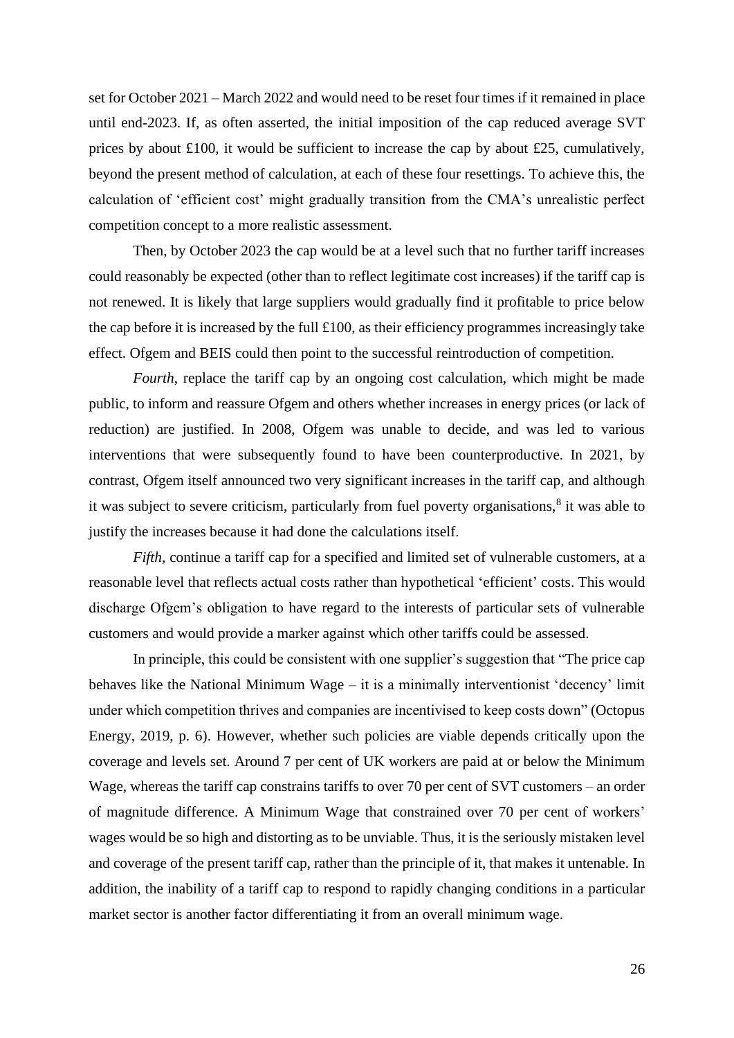set for October 2021 – March 2022 and would need to be reset four times if it remained in place until end-2023. If, as often asserted, the initial imposition of the cap reduced average SVT prices by about £100, it would be sufficient to increase the cap by about £25, cumulatively, beyond the present method of calculation, at each of these four resettings. To achieve this, the calculation of 'efficient cost' might gradually transition from the CMA's unrealistic perfect competition concept to a more realistic assessment.

Then, by October 2023 the cap would be at a level such that no further tariff increases could reasonably be expected (other than to reflect legitimate cost increases) if the tariff cap is not renewed. It is likely that large suppliers would gradually find it profitable to price below the cap before it is increased by the full £100, as their efficiency programmes increasingly take effect. Ofgem and BEIS could then point to the successful reintroduction of competition.

*Fourth*, replace the tariff cap by an ongoing cost calculation, which might be made public, to inform and reassure Ofgem and others whether increases in energy prices (or lack of reduction) are justified. In 2008, Ofgem was unable to decide, and was led to various interventions that were subsequently found to have been counterproductive. In 2021, by contrast, Ofgem itself announced two very significant increases in the tariff cap, and although it was subject to severe criticism, particularly from fuel poverty organisations,[8] it was able to justify the increases because it had done the calculations itself.

*Fifth*, continue a tariff cap for a specified and limited set of vulnerable customers, at a reasonable level that reflects actual costs rather than hypothetical 'efficient' costs. This would discharge Ofgem's obligation to have regard to the interests of particular sets of vulnerable customers and would provide a marker against which other tariffs could be assessed.

In principle, this could be consistent with one supplier's suggestion that "The price cap behaves like the National Minimum Wage – it is a minimally interventionist 'decency' limit under which competition thrives and companies are incentivised to keep costs down" (Octopus Energy, 2019, p. 6). However, whether such policies are viable depends critically upon the coverage and levels set. Around 7 per cent of UK workers are paid at or below the Minimum Wage, whereas the tariff cap constrains tariffs to over 70 per cent of SVT customers – an order of magnitude difference. A Minimum Wage that constrained over 70 per cent of workers' wages would be so high and distorting as to be unviable. Thus, it is the seriously mistaken level and coverage of the present tariff cap, rather than the principle of it, that makes it untenable. In addition, the inability of a tariff cap to respond to rapidly changing conditions in a particular market sector is another factor differentiating it from an overall minimum wage.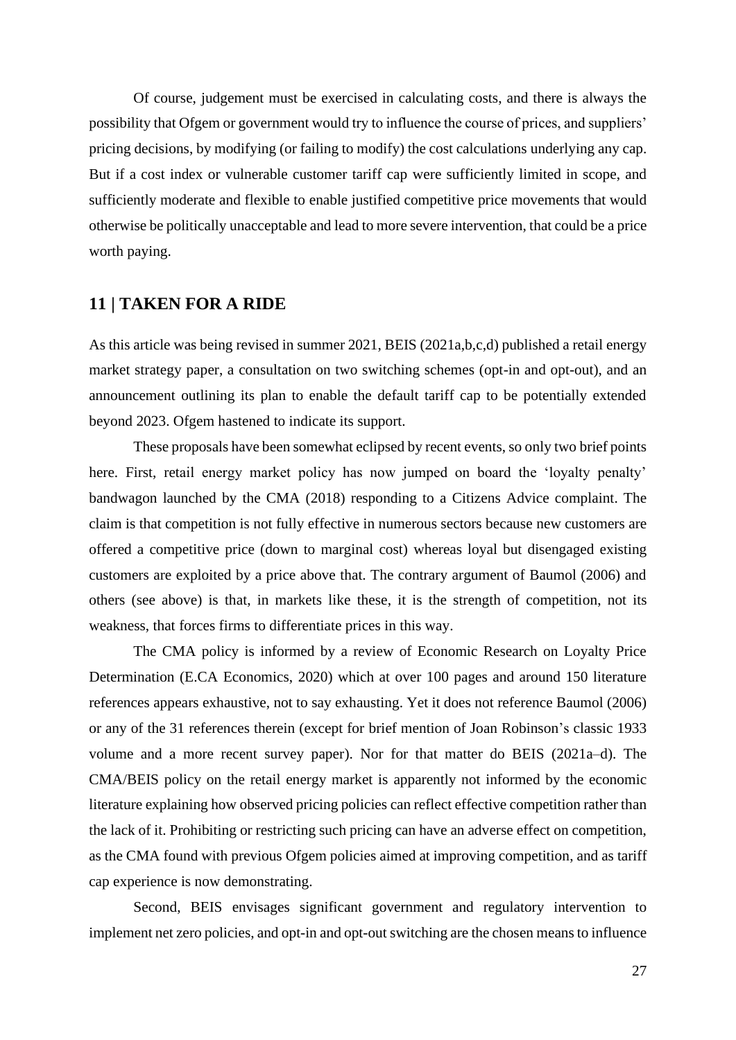Of course, judgement must be exercised in calculating costs, and there is always the possibility that Ofgem or government would try to influence the course of prices, and suppliers' pricing decisions, by modifying (or failing to modify) the cost calculations underlying any cap. But if a cost index or vulnerable customer tariff cap were sufficiently limited in scope, and sufficiently moderate and flexible to enable justified competitive price movements that would otherwise be politically unacceptable and lead to more severe intervention, that could be a price worth paying.

## 11 | TAKEN FOR A RIDE

As this article was being revised in summer 2021, BEIS (2021a,b,c,d) published a retail energy market strategy paper, a consultation on two switching schemes (opt-in and opt-out), and an announcement outlining its plan to enable the default tariff cap to be potentially extended beyond 2023. Ofgem hastened to indicate its support.

These proposals have been somewhat eclipsed by recent events, so only two brief points here. First, retail energy market policy has now jumped on board the 'loyalty penalty' bandwagon launched by the CMA (2018) responding to a Citizens Advice complaint. The claim is that competition is not fully effective in numerous sectors because new customers are offered a competitive price (down to marginal cost) whereas loyal but disengaged existing customers are exploited by a price above that. The contrary argument of Baumol (2006) and others (see above) is that, in markets like these, it is the strength of competition, not its weakness, that forces firms to differentiate prices in this way.

The CMA policy is informed by a review of Economic Research on Loyalty Price Determination (E.CA Economics, 2020) which at over 100 pages and around 150 literature references appears exhaustive, not to say exhausting. Yet it does not reference Baumol (2006) or any of the 31 references therein (except for brief mention of Joan Robinson's classic 1933 volume and a more recent survey paper). Nor for that matter do BEIS (2021a–d). The CMA/BEIS policy on the retail energy market is apparently not informed by the economic literature explaining how observed pricing policies can reflect effective competition rather than the lack of it. Prohibiting or restricting such pricing can have an adverse effect on competition, as the CMA found with previous Ofgem policies aimed at improving competition, and as tariff cap experience is now demonstrating.

Second, BEIS envisages significant government and regulatory intervention to implement net zero policies, and opt-in and opt-out switching are the chosen means to influence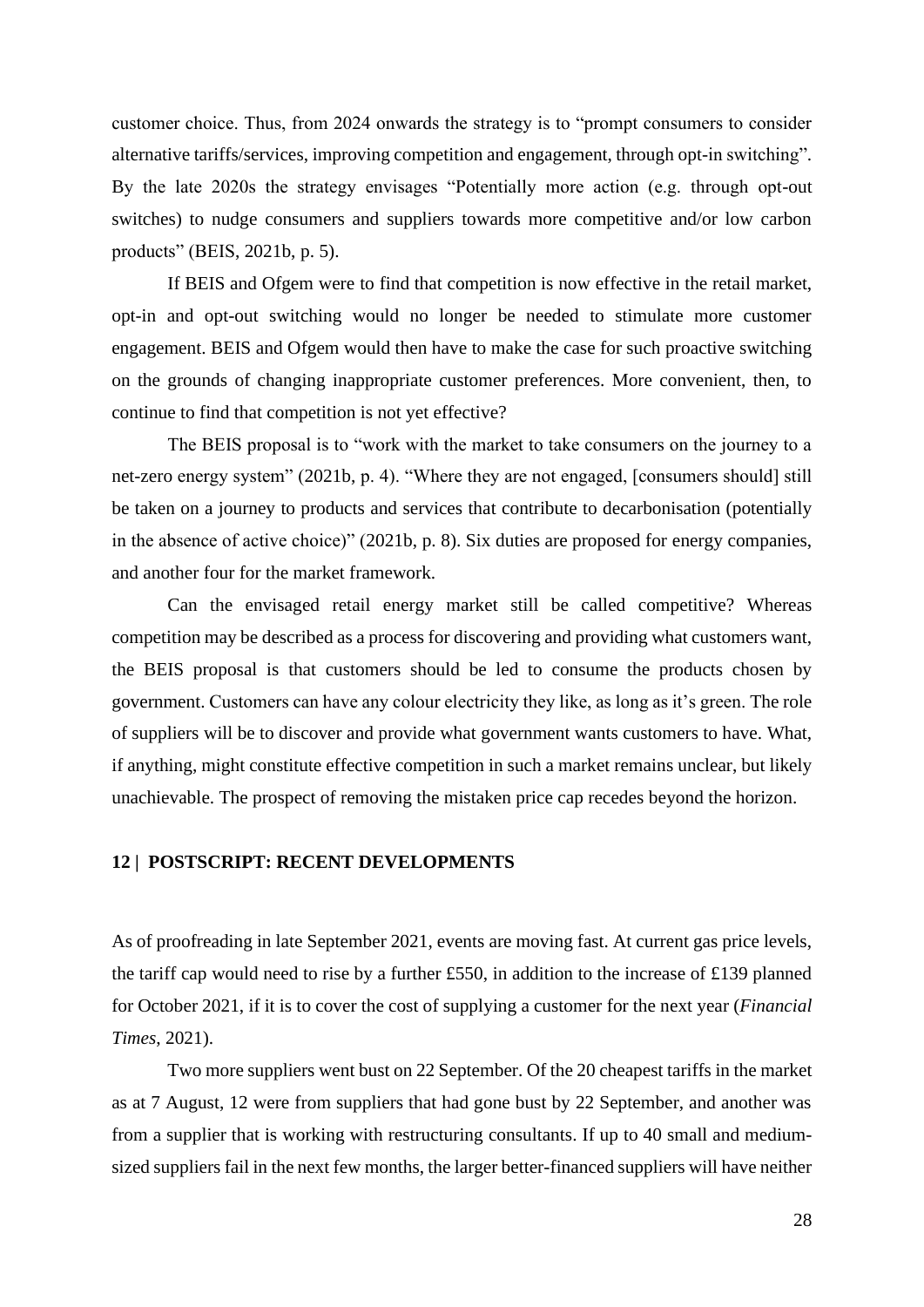customer choice. Thus, from 2024 onwards the strategy is to "prompt consumers to consider alternative tariffs/services, improving competition and engagement, through opt-in switching". By the late 2020s the strategy envisages "Potentially more action (e.g. through opt-out switches) to nudge consumers and suppliers towards more competitive and/or low carbon products" (BEIS, 2021b, p. 5).

If BEIS and Ofgem were to find that competition is now effective in the retail market, opt-in and opt-out switching would no longer be needed to stimulate more customer engagement. BEIS and Ofgem would then have to make the case for such proactive switching on the grounds of changing inappropriate customer preferences. More convenient, then, to continue to find that competition is not yet effective?

The BEIS proposal is to "work with the market to take consumers on the journey to a net-zero energy system" (2021b, p. 4). "Where they are not engaged, [consumers should] still be taken on a journey to products and services that contribute to decarbonisation (potentially in the absence of active choice)" (2021b, p. 8). Six duties are proposed for energy companies, and another four for the market framework.

Can the envisaged retail energy market still be called competitive? Whereas competition may be described as a process for discovering and providing what customers want, the BEIS proposal is that customers should be led to consume the products chosen by government. Customers can have any colour electricity they like, as long as it's green. The role of suppliers will be to discover and provide what government wants customers to have. What, if anything, might constitute effective competition in such a market remains unclear, but likely unachievable. The prospect of removing the mistaken price cap recedes beyond the horizon.

## 12 | POSTSCRIPT: RECENT DEVELOPMENTS

As of proofreading in late September 2021, events are moving fast. At current gas price levels, the tariff cap would need to rise by a further £550, in addition to the increase of £139 planned for October 2021, if it is to cover the cost of supplying a customer for the next year (*Financial Times*, 2021).

Two more suppliers went bust on 22 September. Of the 20 cheapest tariffs in the market as at 7 August, 12 were from suppliers that had gone bust by 22 September, and another was from a supplier that is working with restructuring consultants. If up to 40 small and medium-sized suppliers fail in the next few months, the larger better-financed suppliers will have neither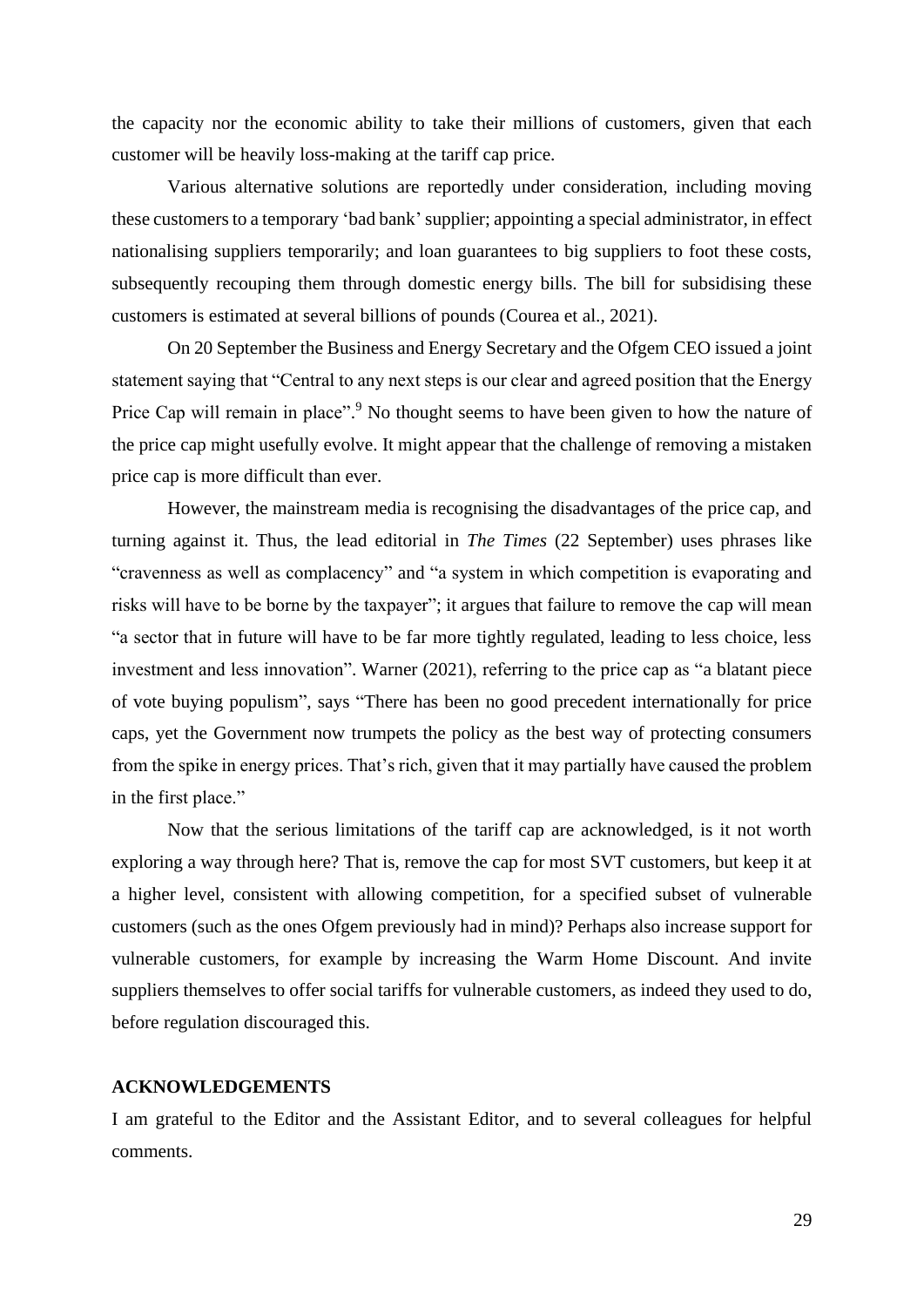the capacity nor the economic ability to take their millions of customers, given that each customer will be heavily loss-making at the tariff cap price.

Various alternative solutions are reportedly under consideration, including moving these customers to a temporary 'bad bank' supplier; appointing a special administrator, in effect nationalising suppliers temporarily; and loan guarantees to big suppliers to foot these costs, subsequently recouping them through domestic energy bills. The bill for subsidising these customers is estimated at several billions of pounds (Courea et al., 2021).

On 20 September the Business and Energy Secretary and the Ofgem CEO issued a joint statement saying that "Central to any next steps is our clear and agreed position that the Energy Price Cap will remain in place".[9] No thought seems to have been given to how the nature of the price cap might usefully evolve. It might appear that the challenge of removing a mistaken price cap is more difficult than ever.

However, the mainstream media is recognising the disadvantages of the price cap, and turning against it. Thus, the lead editorial in *The Times* (22 September) uses phrases like "cravenness as well as complacency" and "a system in which competition is evaporating and risks will have to be borne by the taxpayer"; it argues that failure to remove the cap will mean "a sector that in future will have to be far more tightly regulated, leading to less choice, less investment and less innovation". Warner (2021), referring to the price cap as "a blatant piece of vote buying populism", says "There has been no good precedent internationally for price caps, yet the Government now trumpets the policy as the best way of protecting consumers from the spike in energy prices. That's rich, given that it may partially have caused the problem in the first place."

Now that the serious limitations of the tariff cap are acknowledged, is it not worth exploring a way through here? That is, remove the cap for most SVT customers, but keep it at a higher level, consistent with allowing competition, for a specified subset of vulnerable customers (such as the ones Ofgem previously had in mind)? Perhaps also increase support for vulnerable customers, for example by increasing the Warm Home Discount. And invite suppliers themselves to offer social tariffs for vulnerable customers, as indeed they used to do, before regulation discouraged this.

**ACKNOWLEDGEMENTS**

I am grateful to the Editor and the Assistant Editor, and to several colleagues for helpful comments.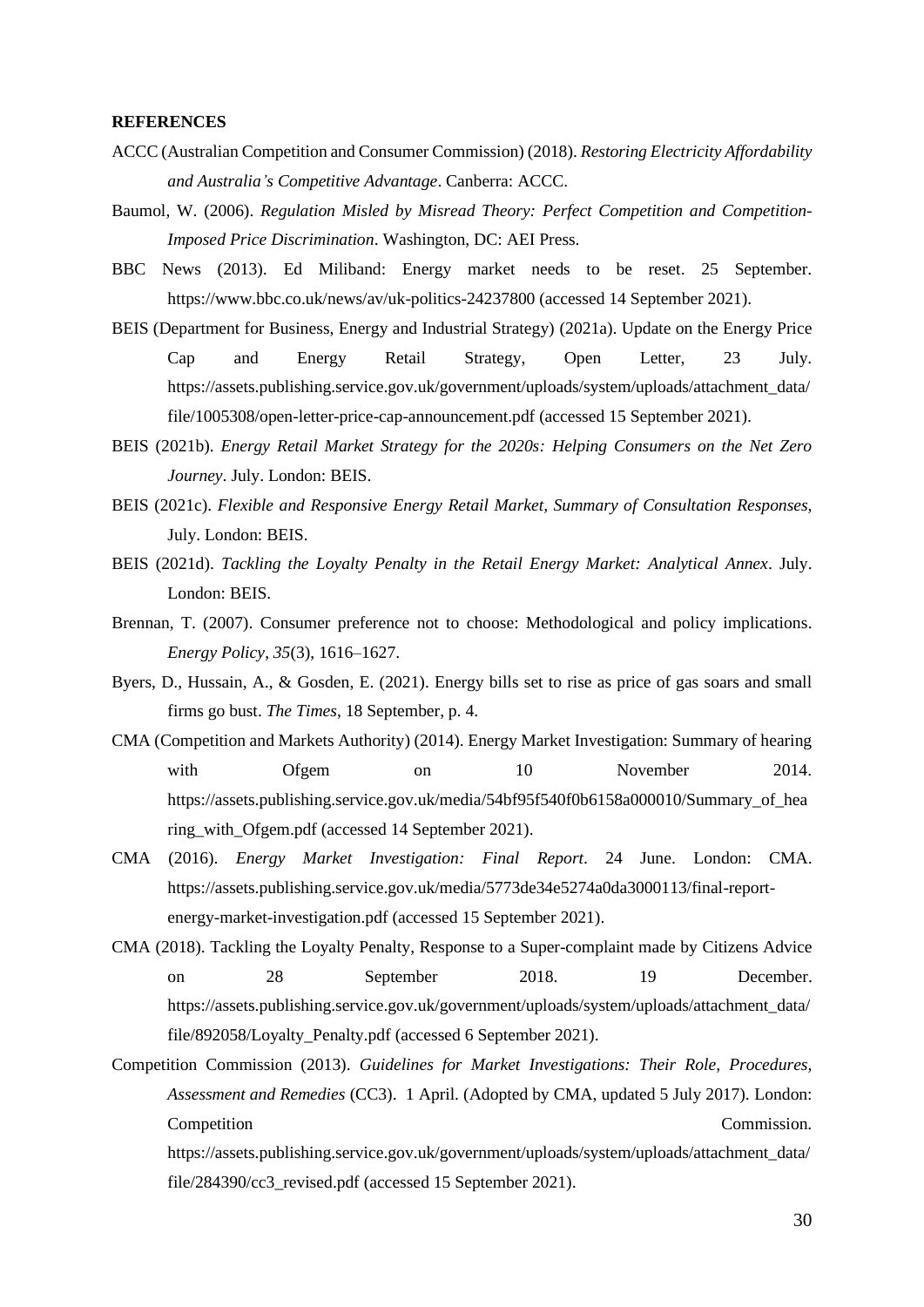**REFERENCES**

ACCC (Australian Competition and Consumer Commission) (2018). *Restoring Electricity Affordability and Australia's Competitive Advantage*. Canberra: ACCC.

Baumol, W. (2006). *Regulation Misled by Misread Theory: Perfect Competition and Competition-Imposed Price Discrimination*. Washington, DC: AEI Press.

BBC News (2013). Ed Miliband: Energy market needs to be reset. 25 September. https://www.bbc.co.uk/news/av/uk-politics-24237800 (accessed 14 September 2021).

BEIS (Department for Business, Energy and Industrial Strategy) (2021a). Update on the Energy Price Cap and Energy Retail Strategy, Open Letter, 23 July. https://assets.publishing.service.gov.uk/government/uploads/system/uploads/attachment_data/file/1005308/open-letter-price-cap-announcement.pdf (accessed 15 September 2021).

BEIS (2021b). *Energy Retail Market Strategy for the 2020s: Helping Consumers on the Net Zero Journey*. July. London: BEIS.

BEIS (2021c). *Flexible and Responsive Energy Retail Market, Summary of Consultation Responses,* July. London: BEIS.

BEIS (2021d). *Tackling the Loyalty Penalty in the Retail Energy Market: Analytical Annex*. July. London: BEIS.

Brennan, T. (2007). Consumer preference not to choose: Methodological and policy implications. *Energy Policy*, *35*(3), 1616–1627.

Byers, D., Hussain, A., & Gosden, E. (2021). Energy bills set to rise as price of gas soars and small firms go bust. *The Times*, 18 September, p. 4.

CMA (Competition and Markets Authority) (2014). Energy Market Investigation: Summary of hearing with Ofgem on 10 November 2014. https://assets.publishing.service.gov.uk/media/54bf95f540f0b6158a000010/Summary_of_hearing_with_Ofgem.pdf (accessed 14 September 2021).

CMA (2016). *Energy Market Investigation: Final Report*. 24 June. London: CMA. https://assets.publishing.service.gov.uk/media/5773de34e5274a0da3000113/final-report-energy-market-investigation.pdf (accessed 15 September 2021).

CMA (2018). Tackling the Loyalty Penalty, Response to a Super-complaint made by Citizens Advice on 28 September 2018. 19 December. https://assets.publishing.service.gov.uk/government/uploads/system/uploads/attachment_data/file/892058/Loyalty_Penalty.pdf (accessed 6 September 2021).

Competition Commission (2013). *Guidelines for Market Investigations: Their Role, Procedures, Assessment and Remedies* (CC3). 1 April. (Adopted by CMA, updated 5 July 2017). London: Competition Commission. https://assets.publishing.service.gov.uk/government/uploads/system/uploads/attachment_data/file/284390/cc3_revised.pdf (accessed 15 September 2021).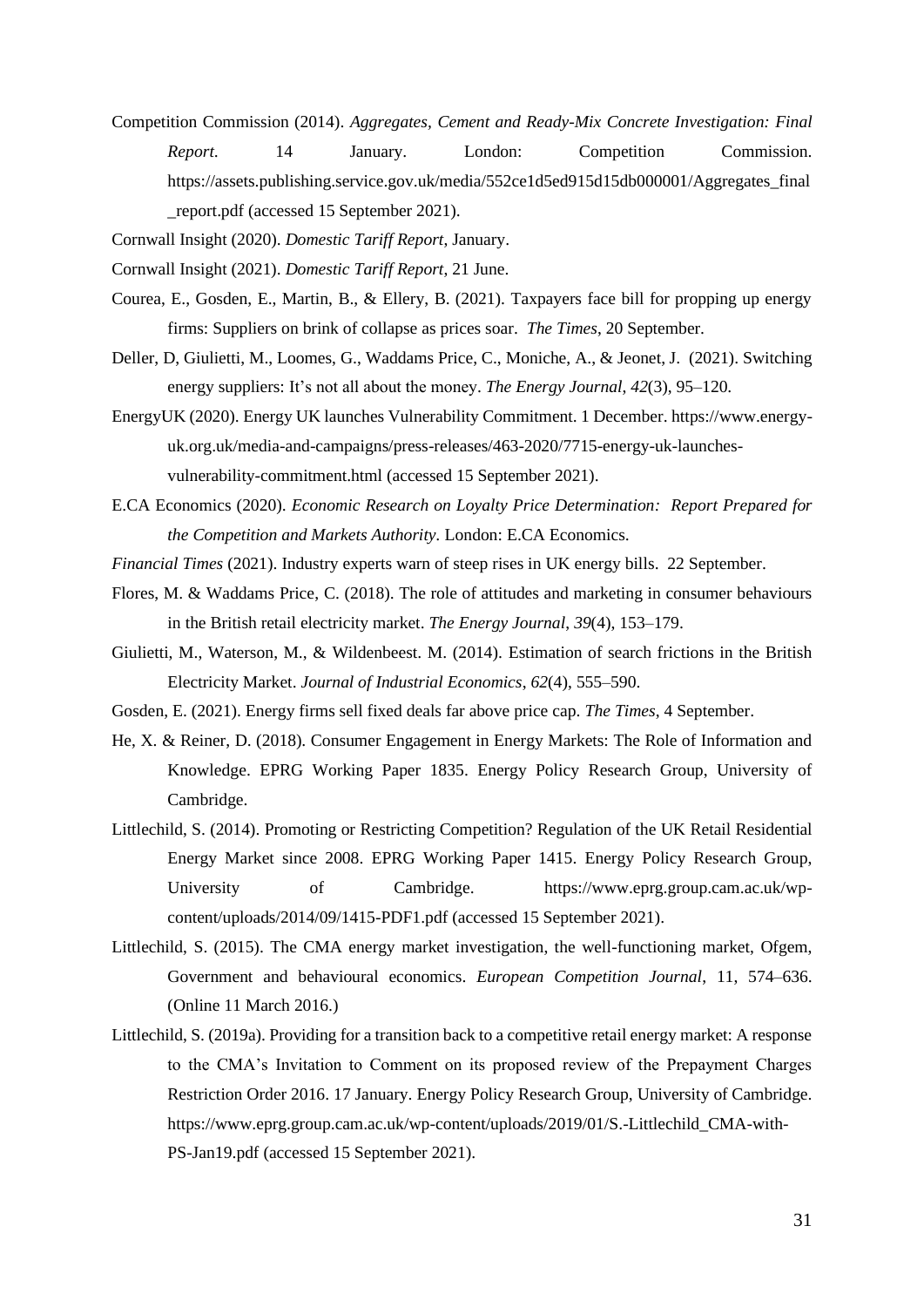Competition Commission (2014). *Aggregates, Cement and Ready-Mix Concrete Investigation: Final Report*. 14 January. London: Competition Commission. https://assets.publishing.service.gov.uk/media/552ce1d5ed915d15db000001/Aggregates_final_report.pdf (accessed 15 September 2021).

Cornwall Insight (2020). *Domestic Tariff Report*, January.

Cornwall Insight (2021). *Domestic Tariff Report*, 21 June.

Courea, E., Gosden, E., Martin, B., & Ellery, B. (2021). Taxpayers face bill for propping up energy firms: Suppliers on brink of collapse as prices soar. *The Times*, 20 September.

Deller, D, Giulietti, M., Loomes, G., Waddams Price, C., Moniche, A., & Jeonet, J. (2021). Switching energy suppliers: It's not all about the money. *The Energy Journal*, *42*(3), 95–120.

EnergyUK (2020). Energy UK launches Vulnerability Commitment. 1 December. https://www.energy-uk.org.uk/media-and-campaigns/press-releases/463-2020/7715-energy-uk-launches-vulnerability-commitment.html (accessed 15 September 2021).

E.CA Economics (2020). *Economic Research on Loyalty Price Determination: Report Prepared for the Competition and Markets Authority*. London: E.CA Economics.

*Financial Times* (2021). Industry experts warn of steep rises in UK energy bills. 22 September.

Flores, M. & Waddams Price, C. (2018). The role of attitudes and marketing in consumer behaviours in the British retail electricity market. *The Energy Journal*, *39*(4), 153–179.

Giulietti, M., Waterson, M., & Wildenbeest. M. (2014). Estimation of search frictions in the British Electricity Market. *Journal of Industrial Economics*, *62*(4), 555–590.

Gosden, E. (2021). Energy firms sell fixed deals far above price cap. *The Times*, 4 September.

He, X. & Reiner, D. (2018). Consumer Engagement in Energy Markets: The Role of Information and Knowledge. EPRG Working Paper 1835. Energy Policy Research Group, University of Cambridge.

Littlechild, S. (2014). Promoting or Restricting Competition? Regulation of the UK Retail Residential Energy Market since 2008. EPRG Working Paper 1415. Energy Policy Research Group, University of Cambridge. https://www.eprg.group.cam.ac.uk/wp-content/uploads/2014/09/1415-PDF1.pdf (accessed 15 September 2021).

Littlechild, S. (2015). The CMA energy market investigation, the well-functioning market, Ofgem, Government and behavioural economics. *European Competition Journal*, 11, 574–636. (Online 11 March 2016.)

Littlechild, S. (2019a). Providing for a transition back to a competitive retail energy market: A response to the CMA's Invitation to Comment on its proposed review of the Prepayment Charges Restriction Order 2016. 17 January. Energy Policy Research Group, University of Cambridge. https://www.eprg.group.cam.ac.uk/wp-content/uploads/2019/01/S.-Littlechild_CMA-with-PS-Jan19.pdf (accessed 15 September 2021).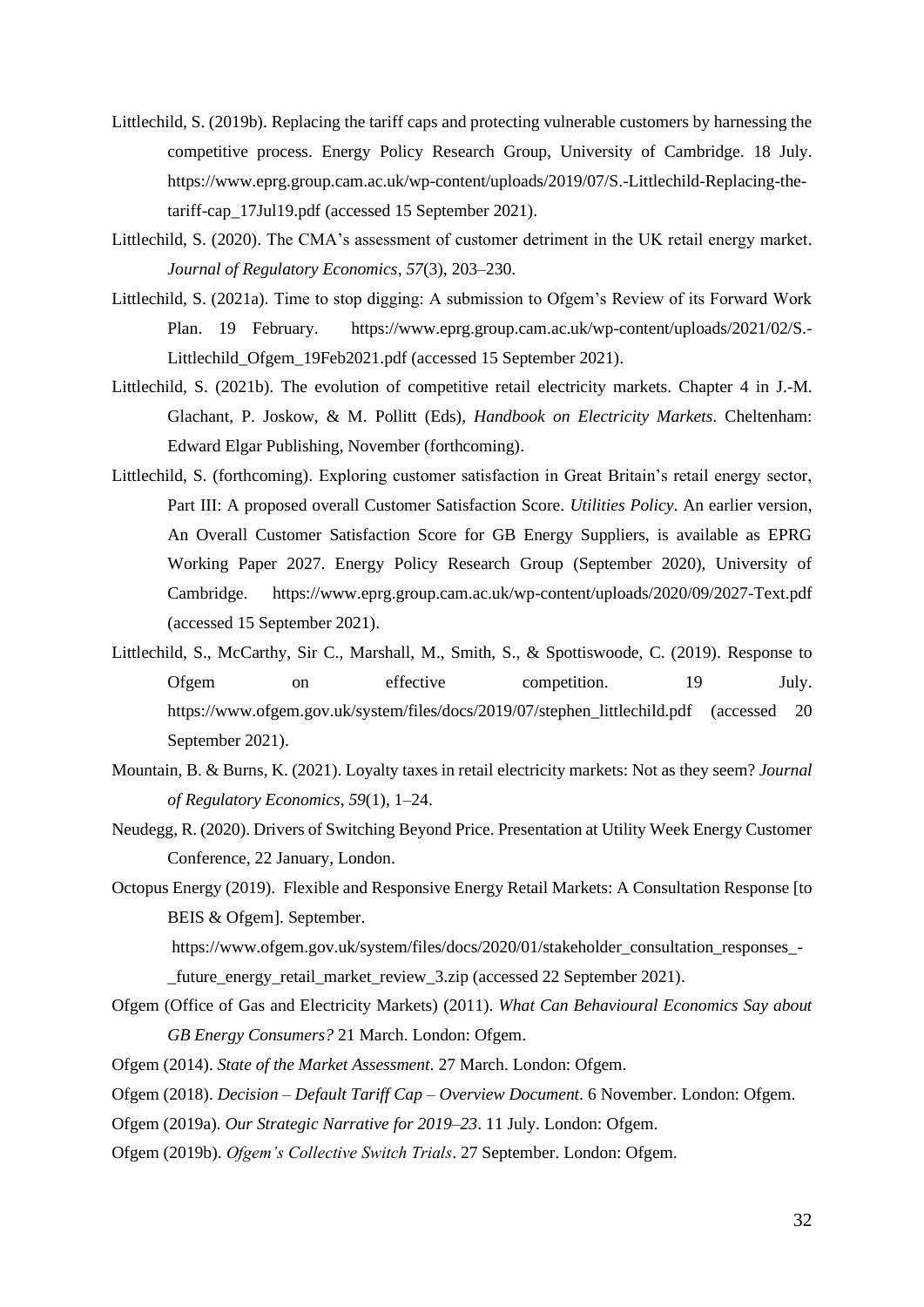Littlechild, S. (2019b). Replacing the tariff caps and protecting vulnerable customers by harnessing the competitive process. Energy Policy Research Group, University of Cambridge. 18 July. https://www.eprg.group.cam.ac.uk/wp-content/uploads/2019/07/S.-Littlechild-Replacing-the-tariff-cap_17Jul19.pdf (accessed 15 September 2021).

Littlechild, S. (2020). The CMA's assessment of customer detriment in the UK retail energy market. *Journal of Regulatory Economics*, *57*(3), 203–230.

Littlechild, S. (2021a). Time to stop digging: A submission to Ofgem's Review of its Forward Work Plan. 19 February. https://www.eprg.group.cam.ac.uk/wp-content/uploads/2021/02/S.-Littlechild_Ofgem_19Feb2021.pdf (accessed 15 September 2021).

Littlechild, S. (2021b). The evolution of competitive retail electricity markets. Chapter 4 in J.-M. Glachant, P. Joskow, & M. Pollitt (Eds), *Handbook on Electricity Markets*. Cheltenham: Edward Elgar Publishing, November (forthcoming).

Littlechild, S. (forthcoming). Exploring customer satisfaction in Great Britain's retail energy sector, Part III: A proposed overall Customer Satisfaction Score. *Utilities Policy*. An earlier version, An Overall Customer Satisfaction Score for GB Energy Suppliers, is available as EPRG Working Paper 2027. Energy Policy Research Group (September 2020), University of Cambridge. https://www.eprg.group.cam.ac.uk/wp-content/uploads/2020/09/2027-Text.pdf (accessed 15 September 2021).

Littlechild, S., McCarthy, Sir C., Marshall, M., Smith, S., & Spottiswoode, C. (2019). Response to Ofgem on effective competition. 19 July. https://www.ofgem.gov.uk/system/files/docs/2019/07/stephen_littlechild.pdf (accessed 20 September 2021).

Mountain, B. & Burns, K. (2021). Loyalty taxes in retail electricity markets: Not as they seem? *Journal of Regulatory Economics*, *59*(1), 1–24.

Neudegg, R. (2020). Drivers of Switching Beyond Price. Presentation at Utility Week Energy Customer Conference, 22 January, London.

Octopus Energy (2019). Flexible and Responsive Energy Retail Markets: A Consultation Response [to BEIS & Ofgem]. September. https://www.ofgem.gov.uk/system/files/docs/2020/01/stakeholder_consultation_responses_-_future_energy_retail_market_review_3.zip (accessed 22 September 2021).

Ofgem (Office of Gas and Electricity Markets) (2011). *What Can Behavioural Economics Say about GB Energy Consumers?* 21 March. London: Ofgem.

Ofgem (2014). *State of the Market Assessment*. 27 March. London: Ofgem.

Ofgem (2018). *Decision – Default Tariff Cap – Overview Document*. 6 November. London: Ofgem.

Ofgem (2019a). *Our Strategic Narrative for 2019–23*. 11 July. London: Ofgem.

Ofgem (2019b). *Ofgem's Collective Switch Trials*. 27 September. London: Ofgem.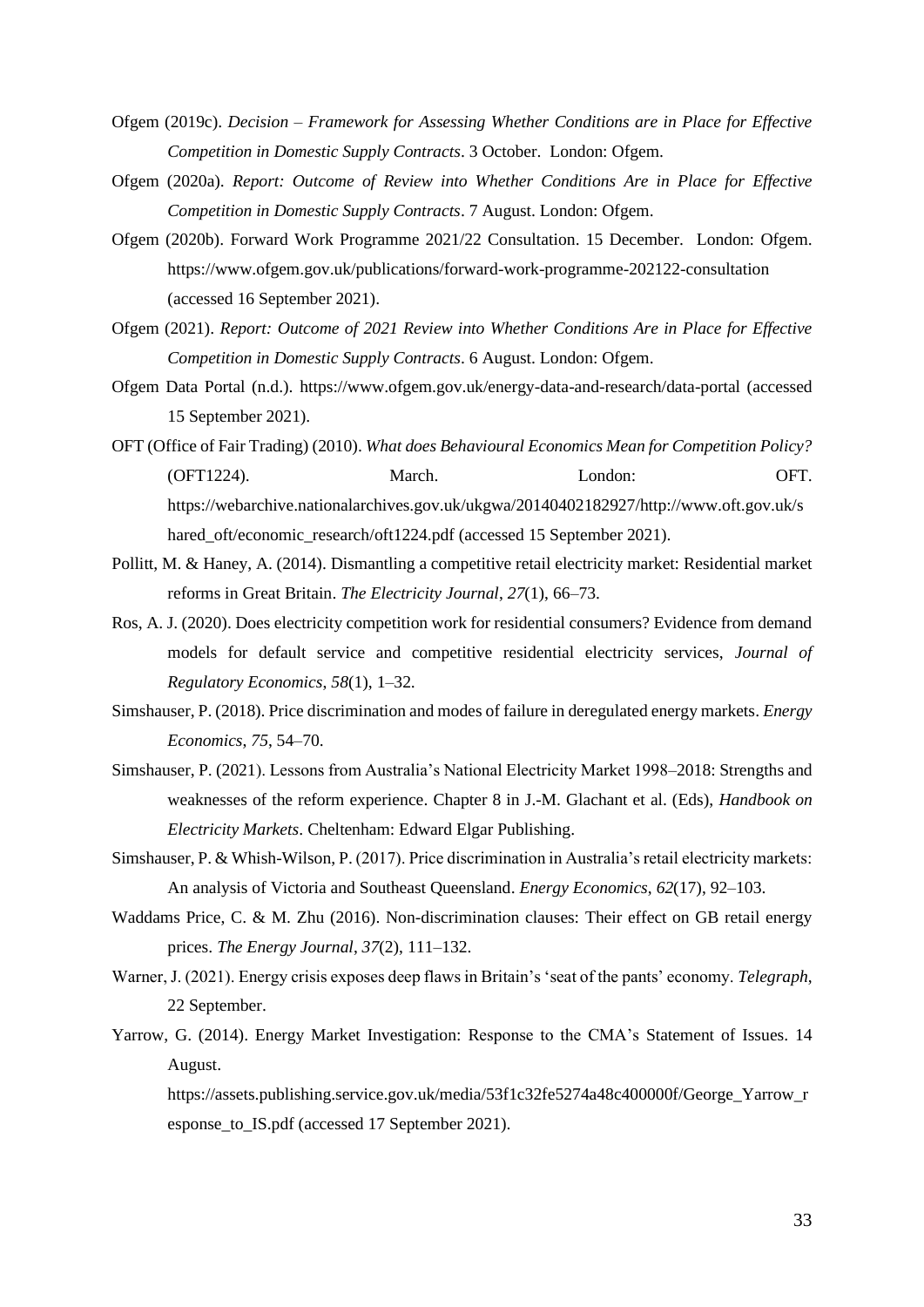Ofgem (2019c). *Decision – Framework for Assessing Whether Conditions are in Place for Effective Competition in Domestic Supply Contracts*. 3 October. London: Ofgem.

Ofgem (2020a). *Report: Outcome of Review into Whether Conditions Are in Place for Effective Competition in Domestic Supply Contracts*. 7 August. London: Ofgem.

Ofgem (2020b). Forward Work Programme 2021/22 Consultation. 15 December. London: Ofgem. https://www.ofgem.gov.uk/publications/forward-work-programme-202122-consultation (accessed 16 September 2021).

Ofgem (2021). *Report: Outcome of 2021 Review into Whether Conditions Are in Place for Effective Competition in Domestic Supply Contracts*. 6 August. London: Ofgem.

Ofgem Data Portal (n.d.). https://www.ofgem.gov.uk/energy-data-and-research/data-portal (accessed 15 September 2021).

OFT (Office of Fair Trading) (2010). *What does Behavioural Economics Mean for Competition Policy?* (OFT1224). March. London: OFT. https://webarchive.nationalarchives.gov.uk/ukgwa/20140402182927/http://www.oft.gov.uk/shared_oft/economic_research/oft1224.pdf (accessed 15 September 2021).

Pollitt, M. & Haney, A. (2014). Dismantling a competitive retail electricity market: Residential market reforms in Great Britain. *The Electricity Journal*, *27*(1), 66–73.

Ros, A. J. (2020). Does electricity competition work for residential consumers? Evidence from demand models for default service and competitive residential electricity services, *Journal of Regulatory Economics*, *58*(1), 1–32.

Simshauser, P. (2018). Price discrimination and modes of failure in deregulated energy markets. *Energy Economics*, *75*, 54–70.

Simshauser, P. (2021). Lessons from Australia's National Electricity Market 1998–2018: Strengths and weaknesses of the reform experience. Chapter 8 in J.-M. Glachant et al. (Eds), *Handbook on Electricity Markets*. Cheltenham: Edward Elgar Publishing.

Simshauser, P. & Whish-Wilson, P. (2017). Price discrimination in Australia's retail electricity markets: An analysis of Victoria and Southeast Queensland. *Energy Economics*, *62*(17), 92–103.

Waddams Price, C. & M. Zhu (2016). Non-discrimination clauses: Their effect on GB retail energy prices. *The Energy Journal*, *37*(2), 111–132.

Warner, J. (2021). Energy crisis exposes deep flaws in Britain's 'seat of the pants' economy. *Telegraph*, 22 September.

Yarrow, G. (2014). Energy Market Investigation: Response to the CMA's Statement of Issues. 14 August. https://assets.publishing.service.gov.uk/media/53f1c32fe5274a48c400000f/George_Yarrow_response_to_IS.pdf (accessed 17 September 2021).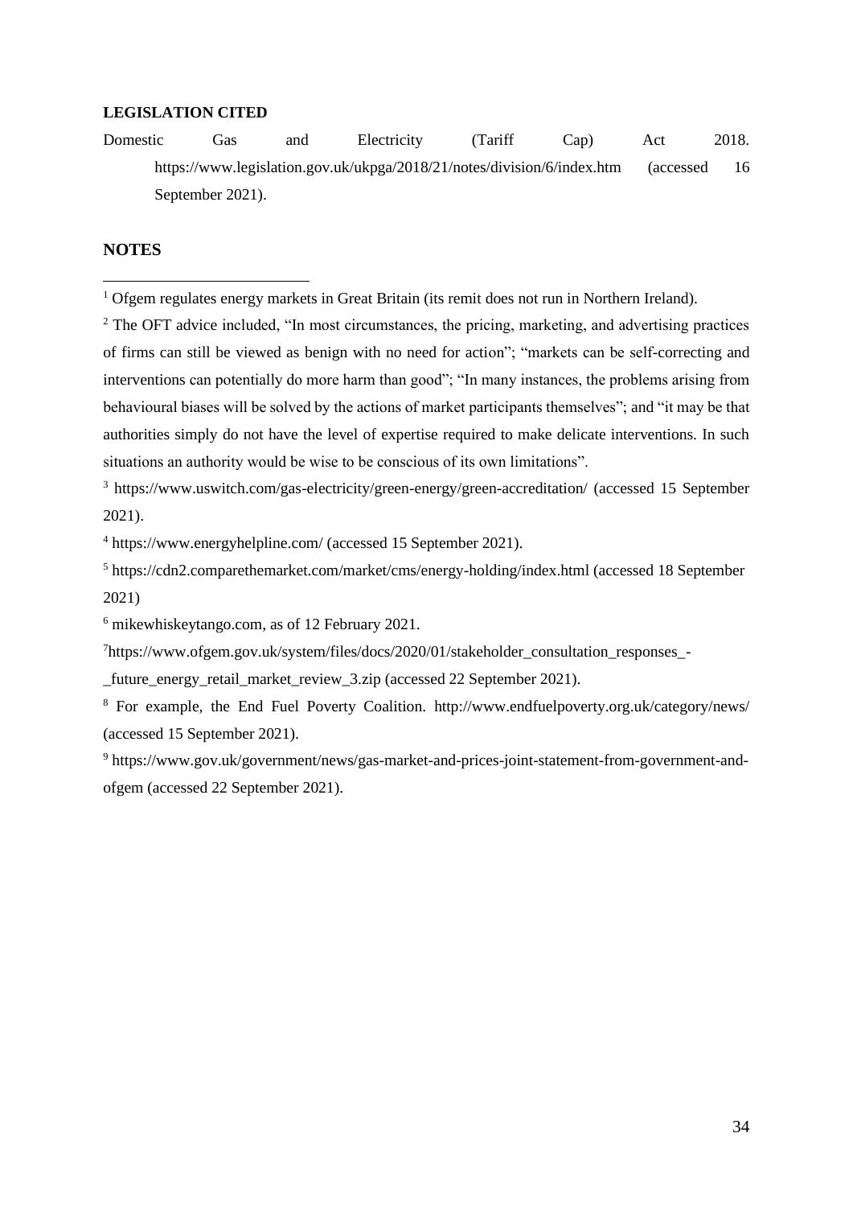**LEGISLATION CITED**

Domestic Gas and Electricity (Tariff Cap) Act 2018. https://www.legislation.gov.uk/ukpga/2018/21/notes/division/6/index.htm (accessed 16 September 2021).

**NOTES**

[1] Ofgem regulates energy markets in Great Britain (its remit does not run in Northern Ireland).

[2] The OFT advice included, "In most circumstances, the pricing, marketing, and advertising practices of firms can still be viewed as benign with no need for action"; "markets can be self-correcting and interventions can potentially do more harm than good"; "In many instances, the problems arising from behavioural biases will be solved by the actions of market participants themselves"; and "it may be that authorities simply do not have the level of expertise required to make delicate interventions. In such situations an authority would be wise to be conscious of its own limitations".

[3] https://www.uswitch.com/gas-electricity/green-energy/green-accreditation/ (accessed 15 September 2021).

[4] https://www.energyhelpline.com/ (accessed 15 September 2021).

[5] https://cdn2.comparethemarket.com/market/cms/energy-holding/index.html (accessed 18 September 2021)

[6] mikewhiskeytango.com, as of 12 February 2021.

[7] https://www.ofgem.gov.uk/system/files/docs/2020/01/stakeholder_consultation_responses_-_future_energy_retail_market_review_3.zip (accessed 22 September 2021).

[8] For example, the End Fuel Poverty Coalition. http://www.endfuelpoverty.org.uk/category/news/ (accessed 15 September 2021).

[9] https://www.gov.uk/government/news/gas-market-and-prices-joint-statement-from-government-and-ofgem (accessed 22 September 2021).